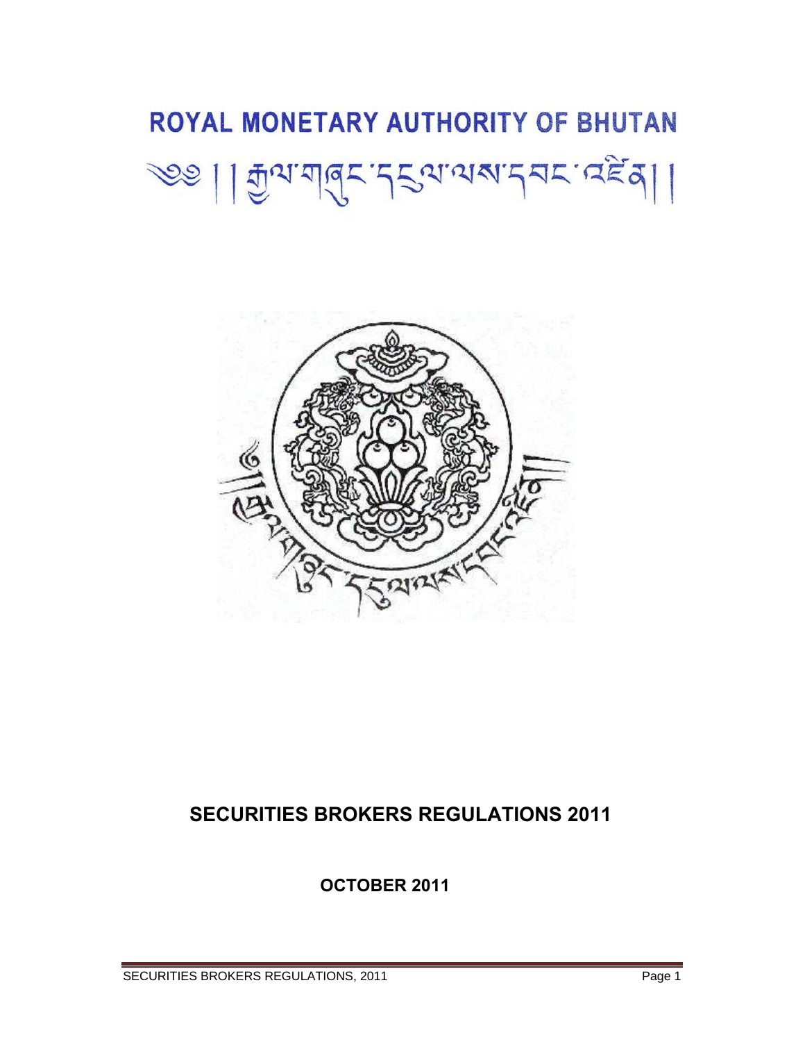# ROYAL MONETARY AUTHORITY OF BHUTAN

༄༅། །རྒྱལ་གཞུང་དངུལ་ལས་དབང་འཛིན། །

## SECURITIES BROKERS REGULATIONS 2011

**OCTOBER 2011**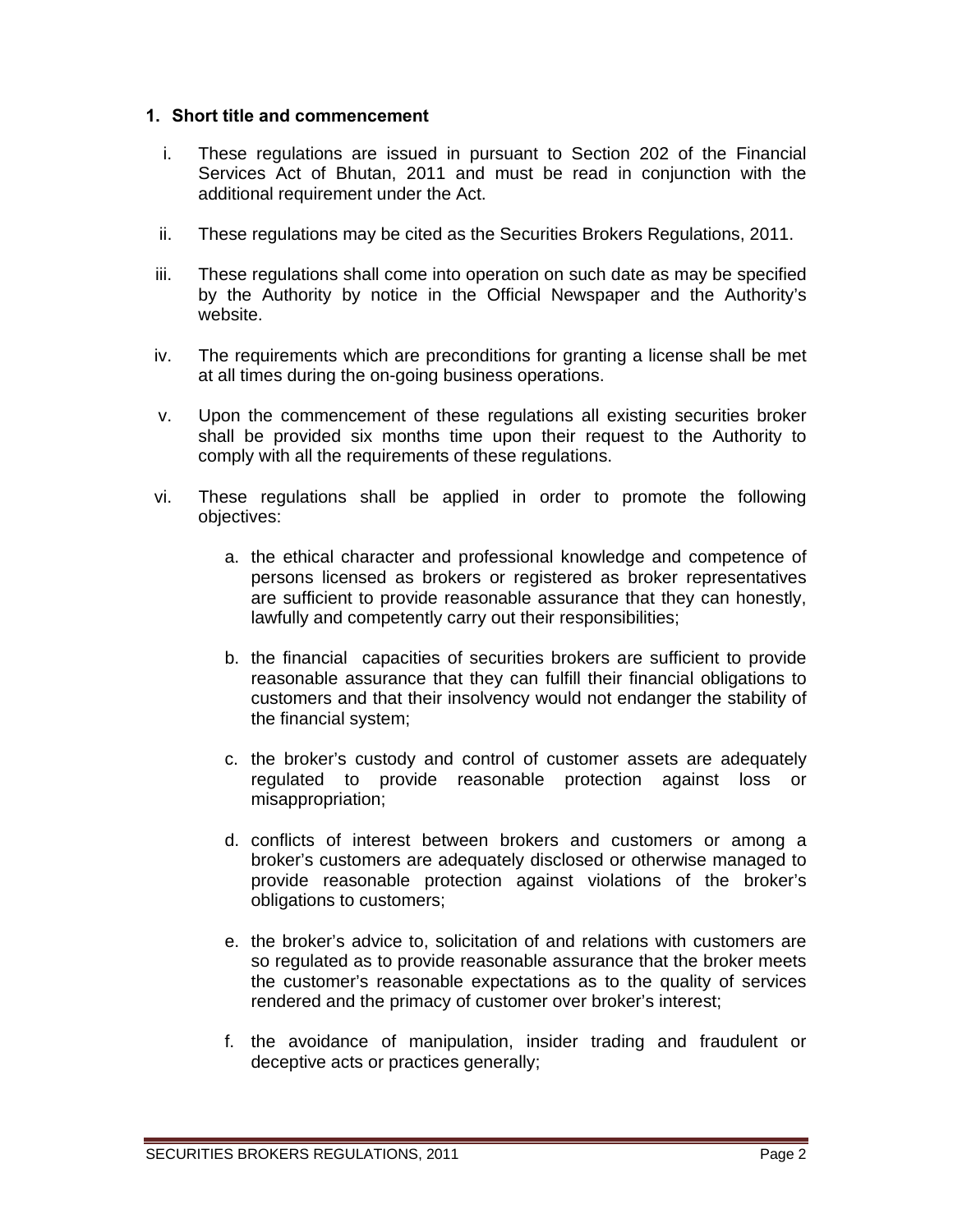## 1. Short title and commencement

i. These regulations are issued in pursuant to Section 202 of the Financial Services Act of Bhutan, 2011 and must be read in conjunction with the additional requirement under the Act.

ii. These regulations may be cited as the Securities Brokers Regulations, 2011.

iii. These regulations shall come into operation on such date as may be specified by the Authority by notice in the Official Newspaper and the Authority's website.

iv. The requirements which are preconditions for granting a license shall be met at all times during the on-going business operations.

v. Upon the commencement of these regulations all existing securities broker shall be provided six months time upon their request to the Authority to comply with all the requirements of these regulations.

vi. These regulations shall be applied in order to promote the following objectives:

   a. the ethical character and professional knowledge and competence of persons licensed as brokers or registered as broker representatives are sufficient to provide reasonable assurance that they can honestly, lawfully and competently carry out their responsibilities;

   b. the financial capacities of securities brokers are sufficient to provide reasonable assurance that they can fulfill their financial obligations to customers and that their insolvency would not endanger the stability of the financial system;

   c. the broker's custody and control of customer assets are adequately regulated to provide reasonable protection against loss or misappropriation;

   d. conflicts of interest between brokers and customers or among a broker's customers are adequately disclosed or otherwise managed to provide reasonable protection against violations of the broker's obligations to customers;

   e. the broker's advice to, solicitation of and relations with customers are so regulated as to provide reasonable assurance that the broker meets the customer's reasonable expectations as to the quality of services rendered and the primacy of customer over broker's interest;

   f. the avoidance of manipulation, insider trading and fraudulent or deceptive acts or practices generally;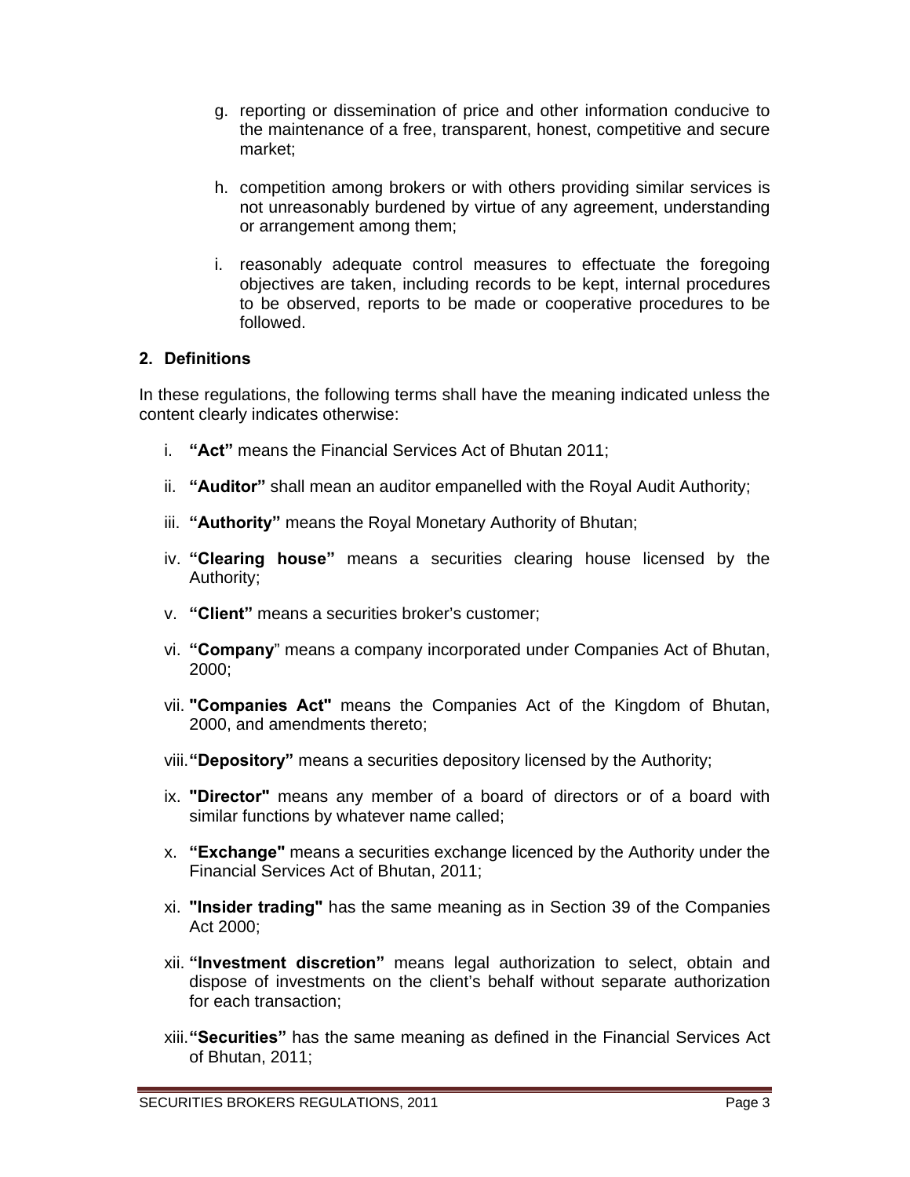g. reporting or dissemination of price and other information conducive to the maintenance of a free, transparent, honest, competitive and secure market;

h. competition among brokers or with others providing similar services is not unreasonably burdened by virtue of any agreement, understanding or arrangement among them;

i. reasonably adequate control measures to effectuate the foregoing objectives are taken, including records to be kept, internal procedures to be observed, reports to be made or cooperative procedures to be followed.

**2. Definitions**

In these regulations, the following terms shall have the meaning indicated unless the content clearly indicates otherwise:

i. **"Act"** means the Financial Services Act of Bhutan 2011;

ii. **"Auditor"** shall mean an auditor empanelled with the Royal Audit Authority;

iii. **"Authority"** means the Royal Monetary Authority of Bhutan;

iv. **"Clearing house"** means a securities clearing house licensed by the Authority;

v. **"Client"** means a securities broker's customer;

vi. **"Company**" means a company incorporated under Companies Act of Bhutan, 2000;

vii. **"Companies Act"** means the Companies Act of the Kingdom of Bhutan, 2000, and amendments thereto;

viii. **"Depository"** means a securities depository licensed by the Authority;

ix. **"Director"** means any member of a board of directors or of a board with similar functions by whatever name called;

x. **"Exchange"** means a securities exchange licenced by the Authority under the Financial Services Act of Bhutan, 2011;

xi. **"Insider trading"** has the same meaning as in Section 39 of the Companies Act 2000;

xii. **"Investment discretion"** means legal authorization to select, obtain and dispose of investments on the client's behalf without separate authorization for each transaction;

xiii. **"Securities"** has the same meaning as defined in the Financial Services Act of Bhutan, 2011;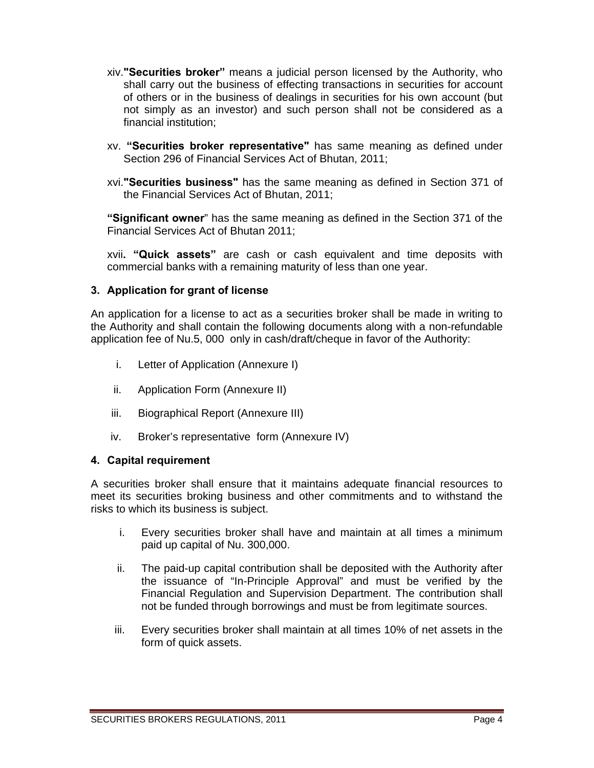xiv. **"Securities broker"** means a judicial person licensed by the Authority, who shall carry out the business of effecting transactions in securities for account of others or in the business of dealings in securities for his own account (but not simply as an investor) and such person shall not be considered as a financial institution;

xv. **"Securities broker representative"** has same meaning as defined under Section 296 of Financial Services Act of Bhutan, 2011;

xvi. **"Securities business"** has the same meaning as defined in Section 371 of the Financial Services Act of Bhutan, 2011;

**"Significant owner"** has the same meaning as defined in the Section 371 of the Financial Services Act of Bhutan 2011;

xvii. **"Quick assets"** are cash or cash equivalent and time deposits with commercial banks with a remaining maturity of less than one year.

### 3. Application for grant of license

An application for a license to act as a securities broker shall be made in writing to the Authority and shall contain the following documents along with a non-refundable application fee of Nu.5, 000 only in cash/draft/cheque in favor of the Authority:

i. Letter of Application (Annexure I)

ii. Application Form (Annexure II)

iii. Biographical Report (Annexure III)

iv. Broker's representative form (Annexure IV)

### 4. Capital requirement

A securities broker shall ensure that it maintains adequate financial resources to meet its securities broking business and other commitments and to withstand the risks to which its business is subject.

i. Every securities broker shall have and maintain at all times a minimum paid up capital of Nu. 300,000.

ii. The paid-up capital contribution shall be deposited with the Authority after the issuance of "In-Principle Approval" and must be verified by the Financial Regulation and Supervision Department. The contribution shall not be funded through borrowings and must be from legitimate sources.

iii. Every securities broker shall maintain at all times 10% of net assets in the form of quick assets.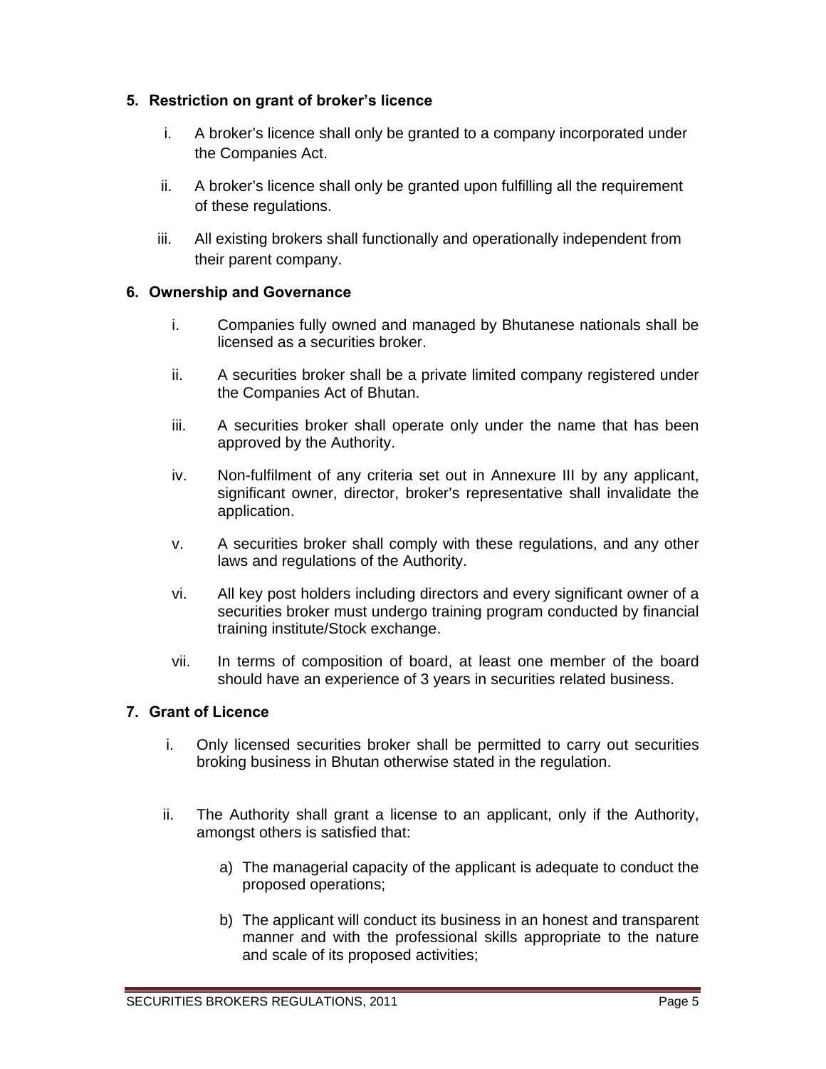## 5. Restriction on grant of broker's licence

i. A broker's licence shall only be granted to a company incorporated under the Companies Act.

ii. A broker's licence shall only be granted upon fulfilling all the requirement of these regulations.

iii. All existing brokers shall functionally and operationally independent from their parent company.

## 6. Ownership and Governance

i. Companies fully owned and managed by Bhutanese nationals shall be licensed as a securities broker.

ii. A securities broker shall be a private limited company registered under the Companies Act of Bhutan.

iii. A securities broker shall operate only under the name that has been approved by the Authority.

iv. Non-fulfilment of any criteria set out in Annexure III by any applicant, significant owner, director, broker's representative shall invalidate the application.

v. A securities broker shall comply with these regulations, and any other laws and regulations of the Authority.

vi. All key post holders including directors and every significant owner of a securities broker must undergo training program conducted by financial training institute/Stock exchange.

vii. In terms of composition of board, at least one member of the board should have an experience of 3 years in securities related business.

## 7. Grant of Licence

i. Only licensed securities broker shall be permitted to carry out securities broking business in Bhutan otherwise stated in the regulation.

ii. The Authority shall grant a license to an applicant, only if the Authority, amongst others is satisfied that:

   a) The managerial capacity of the applicant is adequate to conduct the proposed operations;

   b) The applicant will conduct its business in an honest and transparent manner and with the professional skills appropriate to the nature and scale of its proposed activities;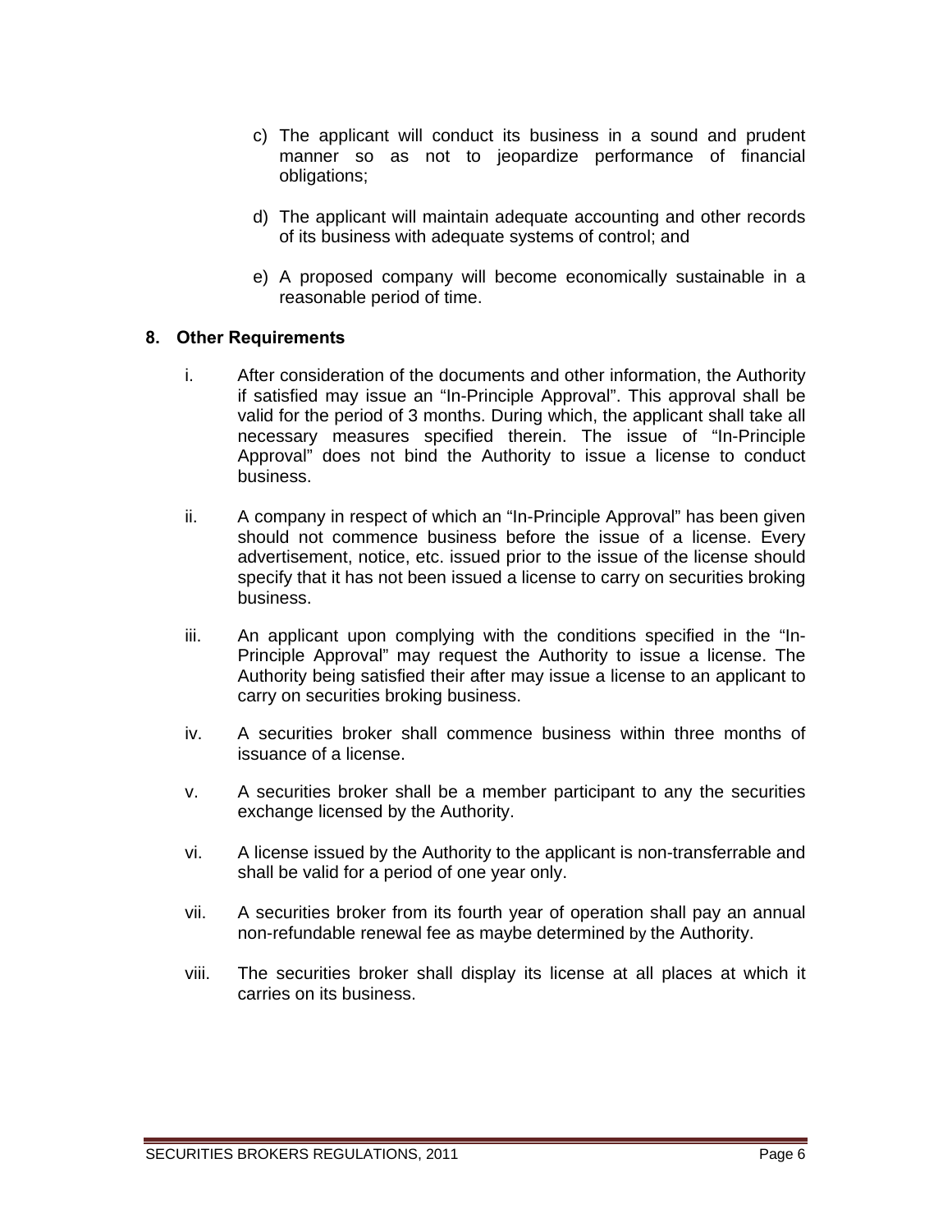c) The applicant will conduct its business in a sound and prudent manner so as not to jeopardize performance of financial obligations;

d) The applicant will maintain adequate accounting and other records of its business with adequate systems of control; and

e) A proposed company will become economically sustainable in a reasonable period of time.

## 8. Other Requirements

i. After consideration of the documents and other information, the Authority if satisfied may issue an "In-Principle Approval". This approval shall be valid for the period of 3 months. During which, the applicant shall take all necessary measures specified therein. The issue of "In-Principle Approval" does not bind the Authority to issue a license to conduct business.

ii. A company in respect of which an "In-Principle Approval" has been given should not commence business before the issue of a license. Every advertisement, notice, etc. issued prior to the issue of the license should specify that it has not been issued a license to carry on securities broking business.

iii. An applicant upon complying with the conditions specified in the "In-Principle Approval" may request the Authority to issue a license. The Authority being satisfied their after may issue a license to an applicant to carry on securities broking business.

iv. A securities broker shall commence business within three months of issuance of a license.

v. A securities broker shall be a member participant to any the securities exchange licensed by the Authority.

vi. A license issued by the Authority to the applicant is non-transferrable and shall be valid for a period of one year only.

vii. A securities broker from its fourth year of operation shall pay an annual non-refundable renewal fee as maybe determined by the Authority.

viii. The securities broker shall display its license at all places at which it carries on its business.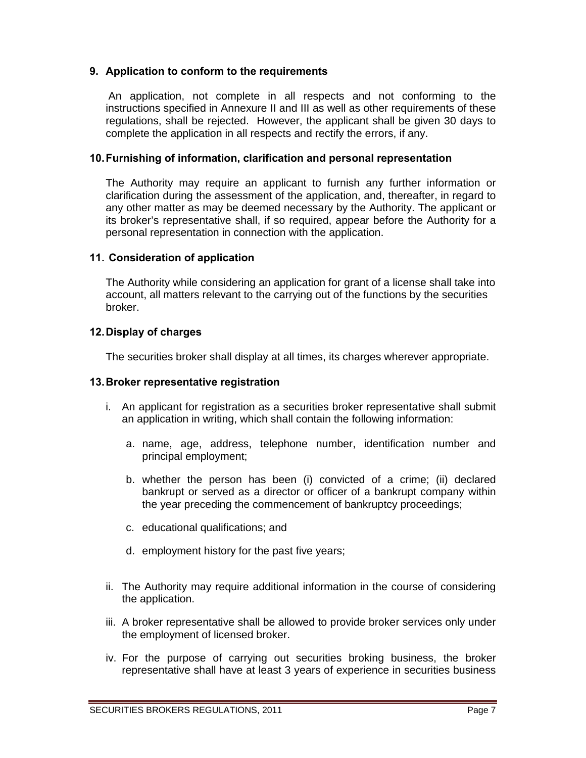### 9. Application to conform to the requirements

An application, not complete in all respects and not conforming to the instructions specified in Annexure II and III as well as other requirements of these regulations, shall be rejected. However, the applicant shall be given 30 days to complete the application in all respects and rectify the errors, if any.

### 10. Furnishing of information, clarification and personal representation

The Authority may require an applicant to furnish any further information or clarification during the assessment of the application, and, thereafter, in regard to any other matter as may be deemed necessary by the Authority. The applicant or its broker's representative shall, if so required, appear before the Authority for a personal representation in connection with the application.

### 11. Consideration of application

The Authority while considering an application for grant of a license shall take into account, all matters relevant to the carrying out of the functions by the securities broker.

### 12. Display of charges

The securities broker shall display at all times, its charges wherever appropriate.

### 13. Broker representative registration

i. An applicant for registration as a securities broker representative shall submit an application in writing, which shall contain the following information:

   a. name, age, address, telephone number, identification number and principal employment;

   b. whether the person has been (i) convicted of a crime; (ii) declared bankrupt or served as a director or officer of a bankrupt company within the year preceding the commencement of bankruptcy proceedings;

   c. educational qualifications; and

   d. employment history for the past five years;

ii. The Authority may require additional information in the course of considering the application.

iii. A broker representative shall be allowed to provide broker services only under the employment of licensed broker.

iv. For the purpose of carrying out securities broking business, the broker representative shall have at least 3 years of experience in securities business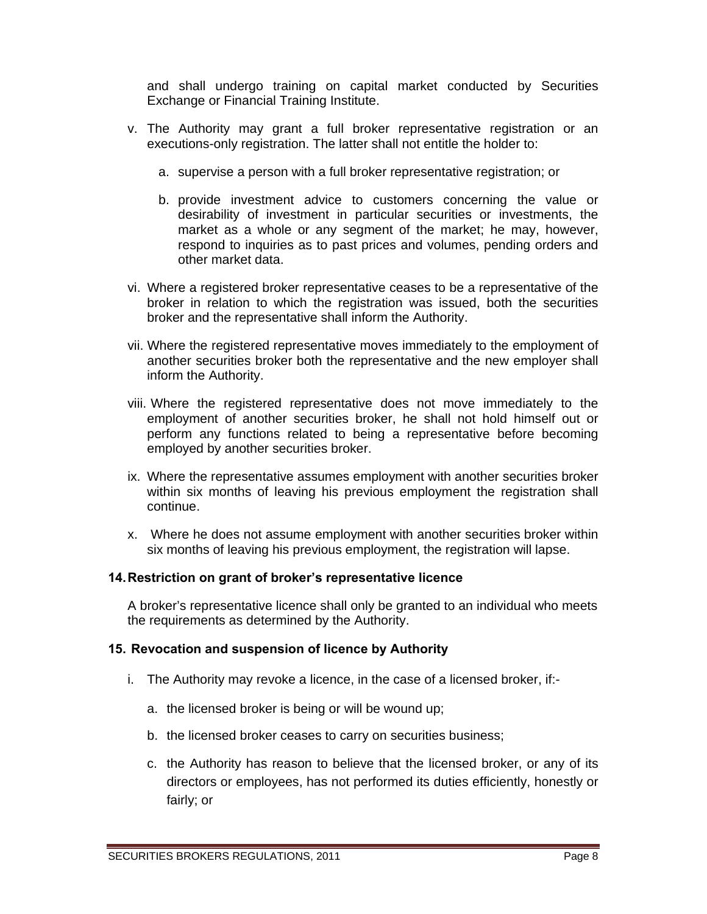and shall undergo training on capital market conducted by Securities Exchange or Financial Training Institute.

v. The Authority may grant a full broker representative registration or an executions-only registration. The latter shall not entitle the holder to:

   a. supervise a person with a full broker representative registration; or

   b. provide investment advice to customers concerning the value or desirability of investment in particular securities or investments, the market as a whole or any segment of the market; he may, however, respond to inquiries as to past prices and volumes, pending orders and other market data.

vi. Where a registered broker representative ceases to be a representative of the broker in relation to which the registration was issued, both the securities broker and the representative shall inform the Authority.

vii. Where the registered representative moves immediately to the employment of another securities broker both the representative and the new employer shall inform the Authority.

viii. Where the registered representative does not move immediately to the employment of another securities broker, he shall not hold himself out or perform any functions related to being a representative before becoming employed by another securities broker.

ix. Where the representative assumes employment with another securities broker within six months of leaving his previous employment the registration shall continue.

x. Where he does not assume employment with another securities broker within six months of leaving his previous employment, the registration will lapse.

### 14. Restriction on grant of broker's representative licence

A broker's representative licence shall only be granted to an individual who meets the requirements as determined by the Authority.

### 15. Revocation and suspension of licence by Authority

i. The Authority may revoke a licence, in the case of a licensed broker, if:-

   a. the licensed broker is being or will be wound up;

   b. the licensed broker ceases to carry on securities business;

   c. the Authority has reason to believe that the licensed broker, or any of its directors or employees, has not performed its duties efficiently, honestly or fairly; or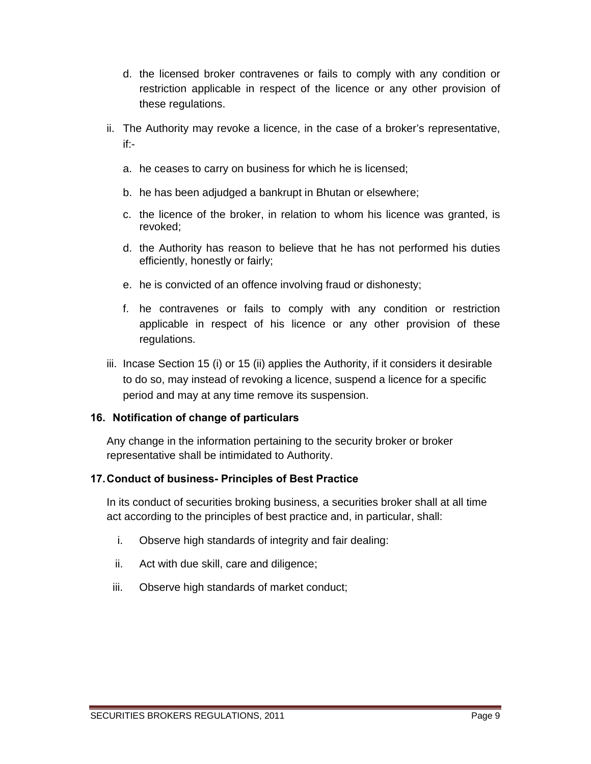d. the licensed broker contravenes or fails to comply with any condition or restriction applicable in respect of the licence or any other provision of these regulations.

ii. The Authority may revoke a licence, in the case of a broker's representative, if:-

   a. he ceases to carry on business for which he is licensed;

   b. he has been adjudged a bankrupt in Bhutan or elsewhere;

   c. the licence of the broker, in relation to whom his licence was granted, is revoked;

   d. the Authority has reason to believe that he has not performed his duties efficiently, honestly or fairly;

   e. he is convicted of an offence involving fraud or dishonesty;

   f. he contravenes or fails to comply with any condition or restriction applicable in respect of his licence or any other provision of these regulations.

iii. Incase Section 15 (i) or 15 (ii) applies the Authority, if it considers it desirable to do so, may instead of revoking a licence, suspend a licence for a specific period and may at any time remove its suspension.

### 16. Notification of change of particulars

Any change in the information pertaining to the security broker or broker representative shall be intimidated to Authority.

### 17. Conduct of business- Principles of Best Practice

In its conduct of securities broking business, a securities broker shall at all time act according to the principles of best practice and, in particular, shall:

i. Observe high standards of integrity and fair dealing:

ii. Act with due skill, care and diligence;

iii. Observe high standards of market conduct;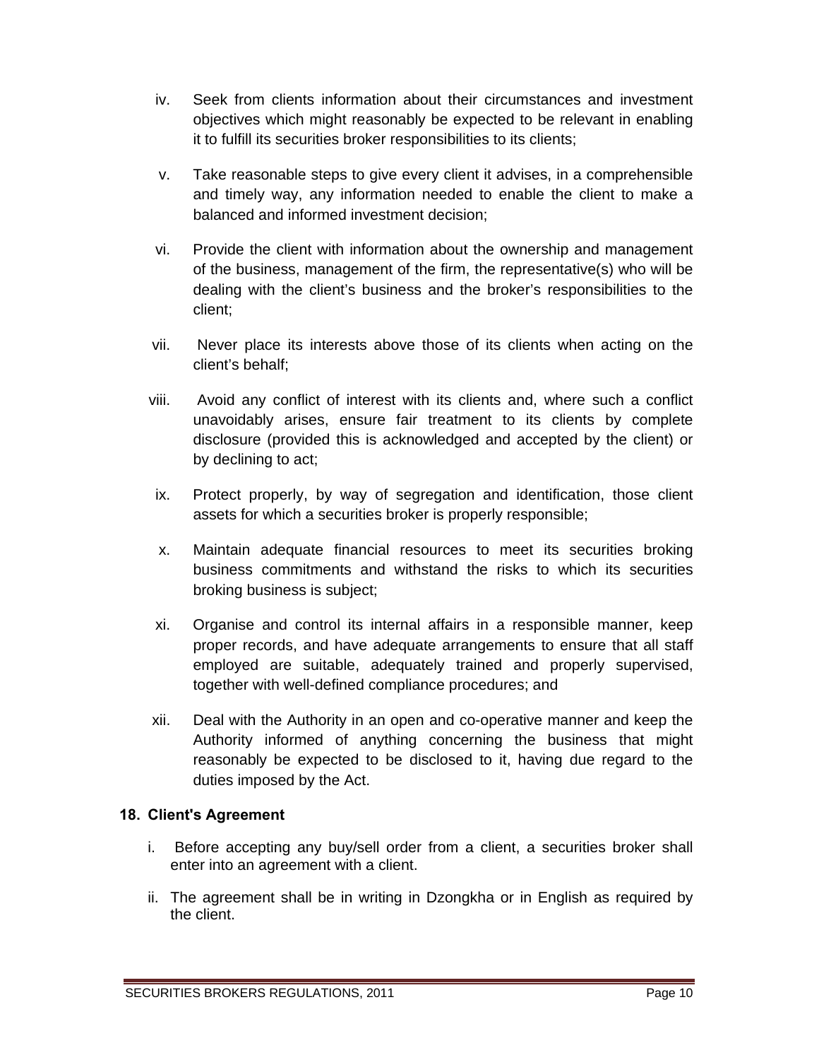iv. Seek from clients information about their circumstances and investment objectives which might reasonably be expected to be relevant in enabling it to fulfill its securities broker responsibilities to its clients;

v. Take reasonable steps to give every client it advises, in a comprehensible and timely way, any information needed to enable the client to make a balanced and informed investment decision;

vi. Provide the client with information about the ownership and management of the business, management of the firm, the representative(s) who will be dealing with the client's business and the broker's responsibilities to the client;

vii. Never place its interests above those of its clients when acting on the client's behalf;

viii. Avoid any conflict of interest with its clients and, where such a conflict unavoidably arises, ensure fair treatment to its clients by complete disclosure (provided this is acknowledged and accepted by the client) or by declining to act;

ix. Protect properly, by way of segregation and identification, those client assets for which a securities broker is properly responsible;

x. Maintain adequate financial resources to meet its securities broking business commitments and withstand the risks to which its securities broking business is subject;

xi. Organise and control its internal affairs in a responsible manner, keep proper records, and have adequate arrangements to ensure that all staff employed are suitable, adequately trained and properly supervised, together with well-defined compliance procedures; and

xii. Deal with the Authority in an open and co-operative manner and keep the Authority informed of anything concerning the business that might reasonably be expected to be disclosed to it, having due regard to the duties imposed by the Act.

**18. Client's Agreement**

i. Before accepting any buy/sell order from a client, a securities broker shall enter into an agreement with a client.

ii. The agreement shall be in writing in Dzongkha or in English as required by the client.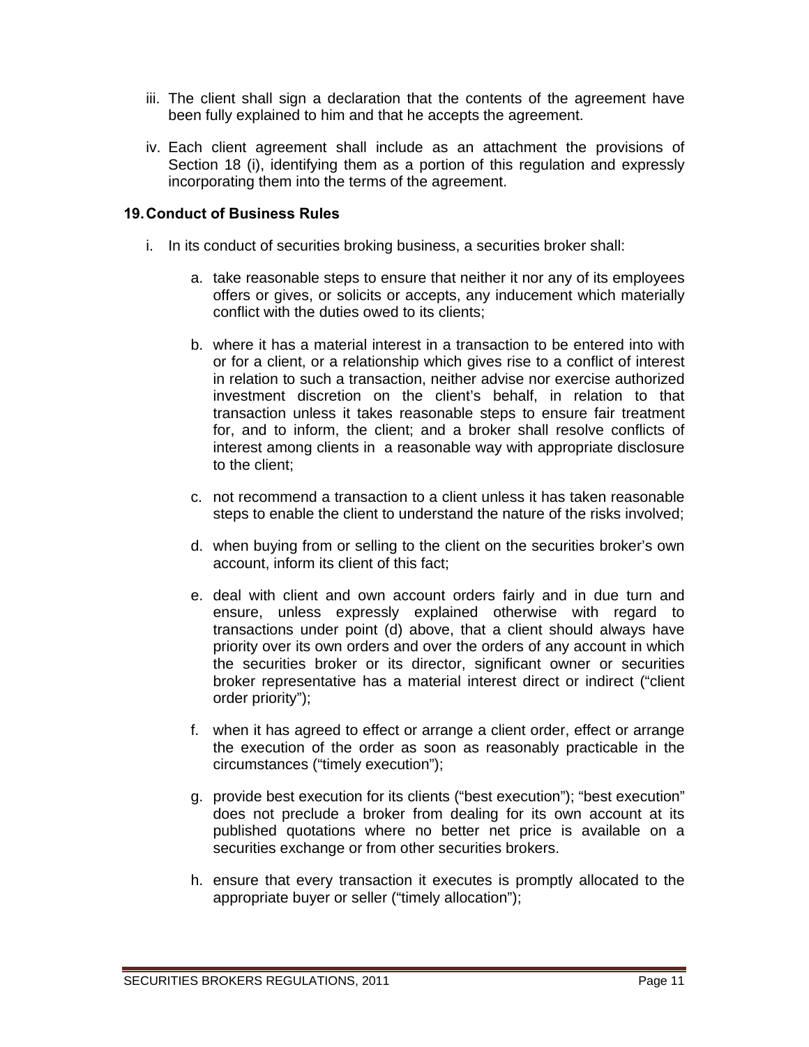iii. The client shall sign a declaration that the contents of the agreement have been fully explained to him and that he accepts the agreement.

iv. Each client agreement shall include as an attachment the provisions of Section 18 (i), identifying them as a portion of this regulation and expressly incorporating them into the terms of the agreement.

### 19. Conduct of Business Rules

i. In its conduct of securities broking business, a securities broker shall:

   a. take reasonable steps to ensure that neither it nor any of its employees offers or gives, or solicits or accepts, any inducement which materially conflict with the duties owed to its clients;

   b. where it has a material interest in a transaction to be entered into with or for a client, or a relationship which gives rise to a conflict of interest in relation to such a transaction, neither advise nor exercise authorized investment discretion on the client's behalf, in relation to that transaction unless it takes reasonable steps to ensure fair treatment for, and to inform, the client; and a broker shall resolve conflicts of interest among clients in a reasonable way with appropriate disclosure to the client;

   c. not recommend a transaction to a client unless it has taken reasonable steps to enable the client to understand the nature of the risks involved;

   d. when buying from or selling to the client on the securities broker's own account, inform its client of this fact;

   e. deal with client and own account orders fairly and in due turn and ensure, unless expressly explained otherwise with regard to transactions under point (d) above, that a client should always have priority over its own orders and over the orders of any account in which the securities broker or its director, significant owner or securities broker representative has a material interest direct or indirect ("client order priority");

   f. when it has agreed to effect or arrange a client order, effect or arrange the execution of the order as soon as reasonably practicable in the circumstances ("timely execution");

   g. provide best execution for its clients ("best execution"); "best execution" does not preclude a broker from dealing for its own account at its published quotations where no better net price is available on a securities exchange or from other securities brokers.

   h. ensure that every transaction it executes is promptly allocated to the appropriate buyer or seller ("timely allocation");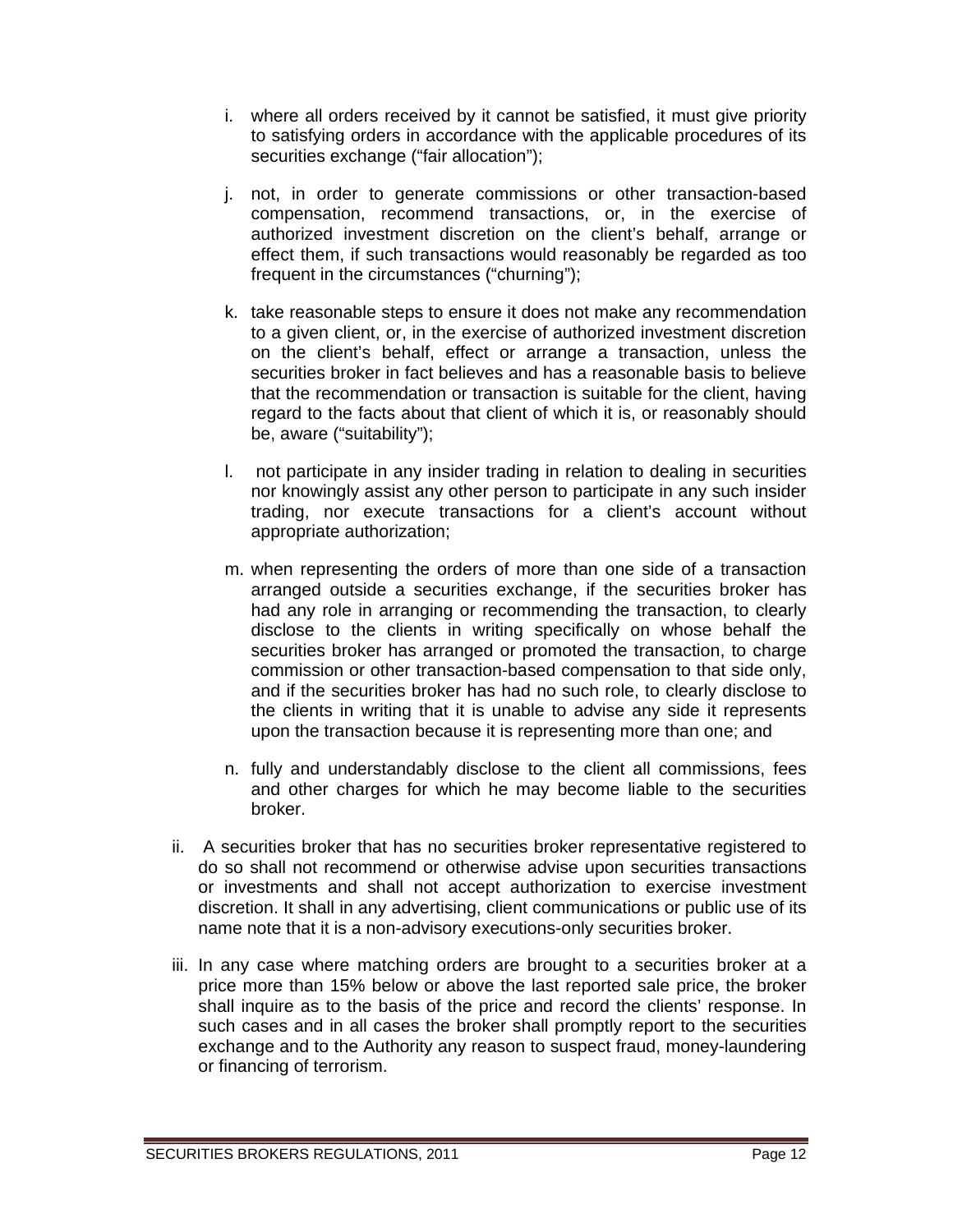i. where all orders received by it cannot be satisfied, it must give priority to satisfying orders in accordance with the applicable procedures of its securities exchange ("fair allocation");

j. not, in order to generate commissions or other transaction-based compensation, recommend transactions, or, in the exercise of authorized investment discretion on the client's behalf, arrange or effect them, if such transactions would reasonably be regarded as too frequent in the circumstances ("churning");

k. take reasonable steps to ensure it does not make any recommendation to a given client, or, in the exercise of authorized investment discretion on the client's behalf, effect or arrange a transaction, unless the securities broker in fact believes and has a reasonable basis to believe that the recommendation or transaction is suitable for the client, having regard to the facts about that client of which it is, or reasonably should be, aware ("suitability");

l. not participate in any insider trading in relation to dealing in securities nor knowingly assist any other person to participate in any such insider trading, nor execute transactions for a client's account without appropriate authorization;

m. when representing the orders of more than one side of a transaction arranged outside a securities exchange, if the securities broker has had any role in arranging or recommending the transaction, to clearly disclose to the clients in writing specifically on whose behalf the securities broker has arranged or promoted the transaction, to charge commission or other transaction-based compensation to that side only, and if the securities broker has had no such role, to clearly disclose to the clients in writing that it is unable to advise any side it represents upon the transaction because it is representing more than one; and

n. fully and understandably disclose to the client all commissions, fees and other charges for which he may become liable to the securities broker.

ii. A securities broker that has no securities broker representative registered to do so shall not recommend or otherwise advise upon securities transactions or investments and shall not accept authorization to exercise investment discretion. It shall in any advertising, client communications or public use of its name note that it is a non-advisory executions-only securities broker.

iii. In any case where matching orders are brought to a securities broker at a price more than 15% below or above the last reported sale price, the broker shall inquire as to the basis of the price and record the clients' response. In such cases and in all cases the broker shall promptly report to the securities exchange and to the Authority any reason to suspect fraud, money-laundering or financing of terrorism.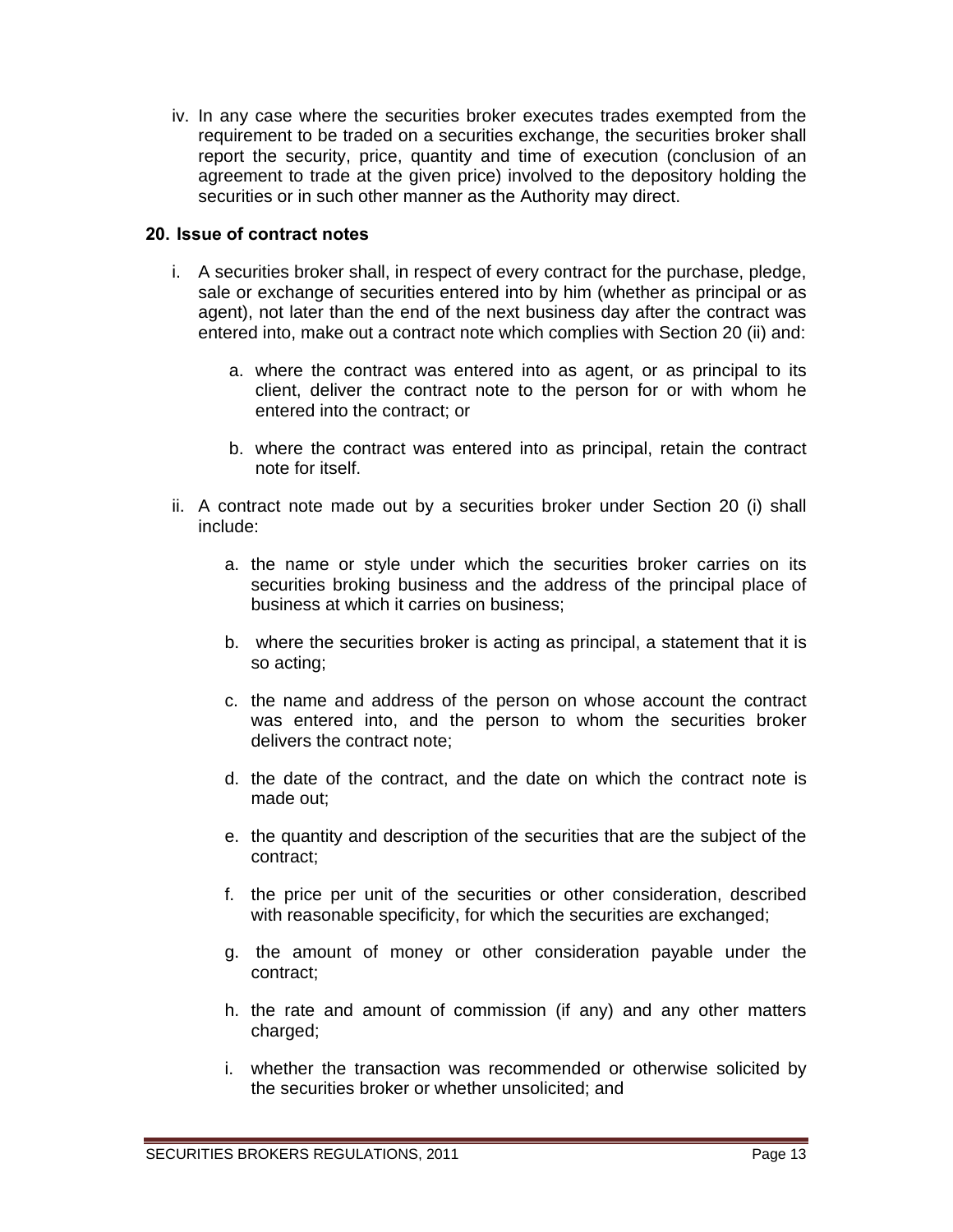iv. In any case where the securities broker executes trades exempted from the requirement to be traded on a securities exchange, the securities broker shall report the security, price, quantity and time of execution (conclusion of an agreement to trade at the given price) involved to the depository holding the securities or in such other manner as the Authority may direct.

**20. Issue of contract notes**

i. A securities broker shall, in respect of every contract for the purchase, pledge, sale or exchange of securities entered into by him (whether as principal or as agent), not later than the end of the next business day after the contract was entered into, make out a contract note which complies with Section 20 (ii) and:

   a. where the contract was entered into as agent, or as principal to its client, deliver the contract note to the person for or with whom he entered into the contract; or

   b. where the contract was entered into as principal, retain the contract note for itself.

ii. A contract note made out by a securities broker under Section 20 (i) shall include:

   a. the name or style under which the securities broker carries on its securities broking business and the address of the principal place of business at which it carries on business;

   b. where the securities broker is acting as principal, a statement that it is so acting;

   c. the name and address of the person on whose account the contract was entered into, and the person to whom the securities broker delivers the contract note;

   d. the date of the contract, and the date on which the contract note is made out;

   e. the quantity and description of the securities that are the subject of the contract;

   f. the price per unit of the securities or other consideration, described with reasonable specificity, for which the securities are exchanged;

   g. the amount of money or other consideration payable under the contract;

   h. the rate and amount of commission (if any) and any other matters charged;

   i. whether the transaction was recommended or otherwise solicited by the securities broker or whether unsolicited; and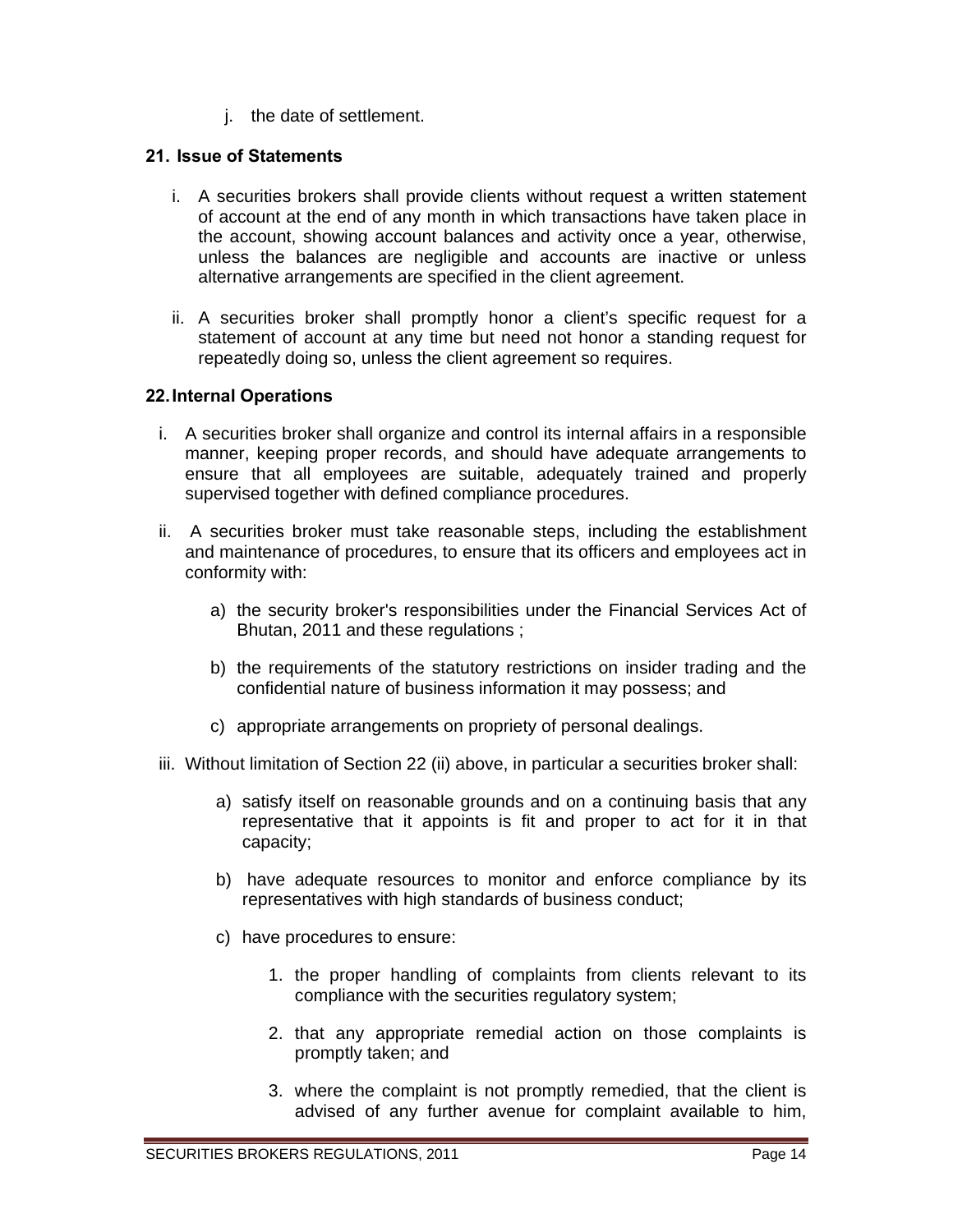j. the date of settlement.

## 21. Issue of Statements

i. A securities brokers shall provide clients without request a written statement of account at the end of any month in which transactions have taken place in the account, showing account balances and activity once a year, otherwise, unless the balances are negligible and accounts are inactive or unless alternative arrangements are specified in the client agreement.

ii. A securities broker shall promptly honor a client's specific request for a statement of account at any time but need not honor a standing request for repeatedly doing so, unless the client agreement so requires.

## 22. Internal Operations

i. A securities broker shall organize and control its internal affairs in a responsible manner, keeping proper records, and should have adequate arrangements to ensure that all employees are suitable, adequately trained and properly supervised together with defined compliance procedures.

ii. A securities broker must take reasonable steps, including the establishment and maintenance of procedures, to ensure that its officers and employees act in conformity with:

   a) the security broker's responsibilities under the Financial Services Act of Bhutan, 2011 and these regulations ;

   b) the requirements of the statutory restrictions on insider trading and the confidential nature of business information it may possess; and

   c) appropriate arrangements on propriety of personal dealings.

iii. Without limitation of Section 22 (ii) above, in particular a securities broker shall:

   a) satisfy itself on reasonable grounds and on a continuing basis that any representative that it appoints is fit and proper to act for it in that capacity;

   b) have adequate resources to monitor and enforce compliance by its representatives with high standards of business conduct;

   c) have procedures to ensure:

      1. the proper handling of complaints from clients relevant to its compliance with the securities regulatory system;

      2. that any appropriate remedial action on those complaints is promptly taken; and

      3. where the complaint is not promptly remedied, that the client is advised of any further avenue for complaint available to him,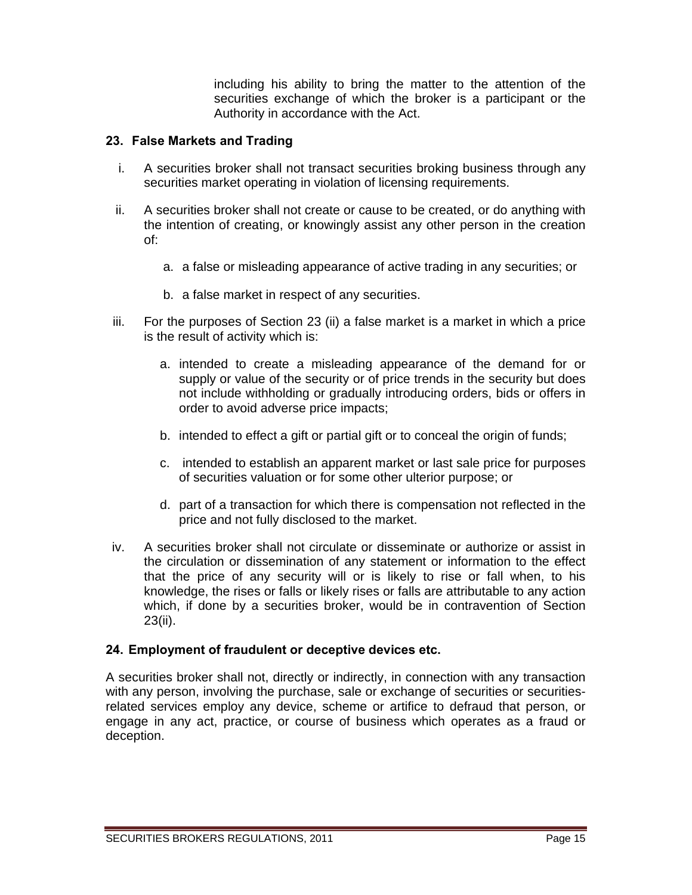including his ability to bring the matter to the attention of the securities exchange of which the broker is a participant or the Authority in accordance with the Act.

### 23. False Markets and Trading

i. A securities broker shall not transact securities broking business through any securities market operating in violation of licensing requirements.

ii. A securities broker shall not create or cause to be created, or do anything with the intention of creating, or knowingly assist any other person in the creation of:

   a. a false or misleading appearance of active trading in any securities; or

   b. a false market in respect of any securities.

iii. For the purposes of Section 23 (ii) a false market is a market in which a price is the result of activity which is:

   a. intended to create a misleading appearance of the demand for or supply or value of the security or of price trends in the security but does not include withholding or gradually introducing orders, bids or offers in order to avoid adverse price impacts;

   b. intended to effect a gift or partial gift or to conceal the origin of funds;

   c. intended to establish an apparent market or last sale price for purposes of securities valuation or for some other ulterior purpose; or

   d. part of a transaction for which there is compensation not reflected in the price and not fully disclosed to the market.

iv. A securities broker shall not circulate or disseminate or authorize or assist in the circulation or dissemination of any statement or information to the effect that the price of any security will or is likely to rise or fall when, to his knowledge, the rises or falls or likely rises or falls are attributable to any action which, if done by a securities broker, would be in contravention of Section 23(ii).

### 24. Employment of fraudulent or deceptive devices etc.

A securities broker shall not, directly or indirectly, in connection with any transaction with any person, involving the purchase, sale or exchange of securities or securities-related services employ any device, scheme or artifice to defraud that person, or engage in any act, practice, or course of business which operates as a fraud or deception.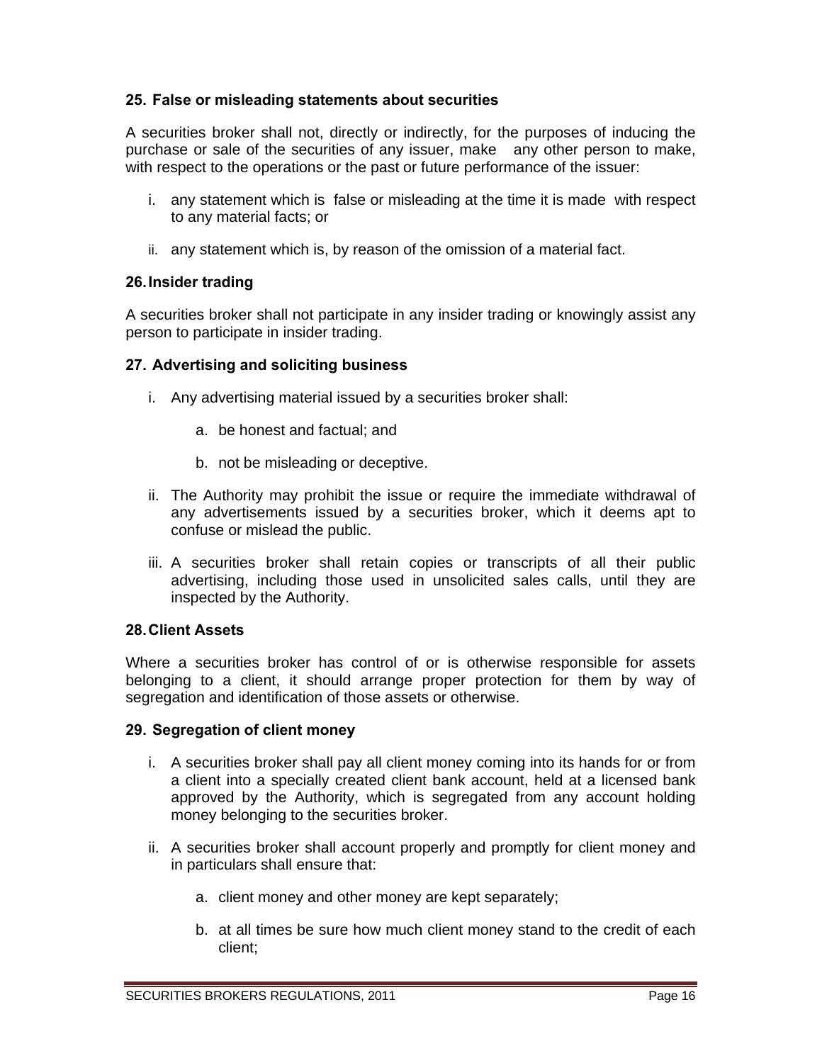**25. False or misleading statements about securities**

A securities broker shall not, directly or indirectly, for the purposes of inducing the purchase or sale of the securities of any issuer, make any other person to make, with respect to the operations or the past or future performance of the issuer:

i. any statement which is false or misleading at the time it is made with respect to any material facts; or

ii. any statement which is, by reason of the omission of a material fact.

**26. Insider trading**

A securities broker shall not participate in any insider trading or knowingly assist any person to participate in insider trading.

**27. Advertising and soliciting business**

i. Any advertising material issued by a securities broker shall:

   a. be honest and factual; and

   b. not be misleading or deceptive.

ii. The Authority may prohibit the issue or require the immediate withdrawal of any advertisements issued by a securities broker, which it deems apt to confuse or mislead the public.

iii. A securities broker shall retain copies or transcripts of all their public advertising, including those used in unsolicited sales calls, until they are inspected by the Authority.

**28. Client Assets**

Where a securities broker has control of or is otherwise responsible for assets belonging to a client, it should arrange proper protection for them by way of segregation and identification of those assets or otherwise.

**29. Segregation of client money**

i. A securities broker shall pay all client money coming into its hands for or from a client into a specially created client bank account, held at a licensed bank approved by the Authority, which is segregated from any account holding money belonging to the securities broker.

ii. A securities broker shall account properly and promptly for client money and in particulars shall ensure that:

   a. client money and other money are kept separately;

   b. at all times be sure how much client money stand to the credit of each client;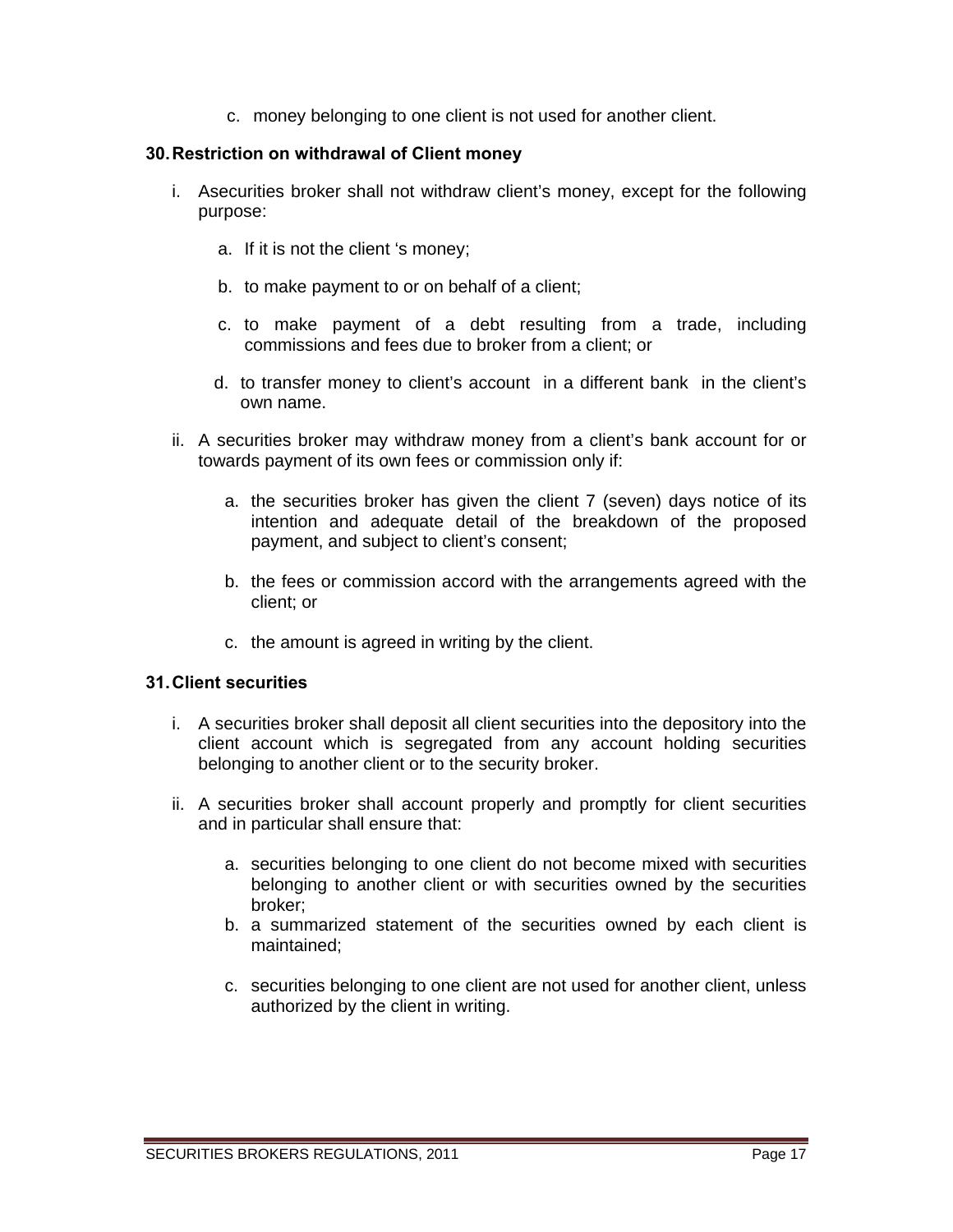c. money belonging to one client is not used for another client.

**30. Restriction on withdrawal of Client money**

i. Asecurities broker shall not withdraw client's money, except for the following purpose:

   a. If it is not the client 's money;

   b. to make payment to or on behalf of a client;

   c. to make payment of a debt resulting from a trade, including commissions and fees due to broker from a client; or

   d. to transfer money to client's account in a different bank in the client's own name.

ii. A securities broker may withdraw money from a client's bank account for or towards payment of its own fees or commission only if:

   a. the securities broker has given the client 7 (seven) days notice of its intention and adequate detail of the breakdown of the proposed payment, and subject to client's consent;

   b. the fees or commission accord with the arrangements agreed with the client; or

   c. the amount is agreed in writing by the client.

**31. Client securities**

i. A securities broker shall deposit all client securities into the depository into the client account which is segregated from any account holding securities belonging to another client or to the security broker.

ii. A securities broker shall account properly and promptly for client securities and in particular shall ensure that:

   a. securities belonging to one client do not become mixed with securities belonging to another client or with securities owned by the securities broker;

   b. a summarized statement of the securities owned by each client is maintained;

   c. securities belonging to one client are not used for another client, unless authorized by the client in writing.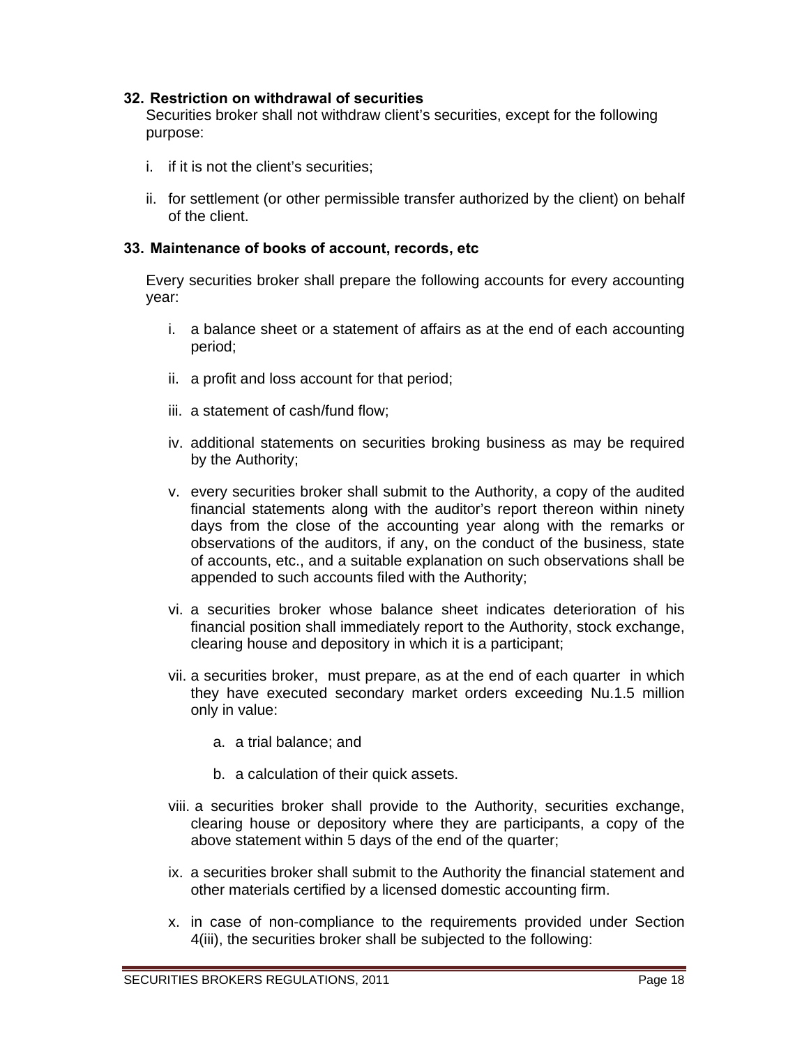### 32. Restriction on withdrawal of securities

Securities broker shall not withdraw client's securities, except for the following purpose:

i. if it is not the client's securities;

ii. for settlement (or other permissible transfer authorized by the client) on behalf of the client.

### 33. Maintenance of books of account, records, etc

Every securities broker shall prepare the following accounts for every accounting year:

i. a balance sheet or a statement of affairs as at the end of each accounting period;

ii. a profit and loss account for that period;

iii. a statement of cash/fund flow;

iv. additional statements on securities broking business as may be required by the Authority;

v. every securities broker shall submit to the Authority, a copy of the audited financial statements along with the auditor's report thereon within ninety days from the close of the accounting year along with the remarks or observations of the auditors, if any, on the conduct of the business, state of accounts, etc., and a suitable explanation on such observations shall be appended to such accounts filed with the Authority;

vi. a securities broker whose balance sheet indicates deterioration of his financial position shall immediately report to the Authority, stock exchange, clearing house and depository in which it is a participant;

vii. a securities broker, must prepare, as at the end of each quarter in which they have executed secondary market orders exceeding Nu.1.5 million only in value:

   a. a trial balance; and

   b. a calculation of their quick assets.

viii. a securities broker shall provide to the Authority, securities exchange, clearing house or depository where they are participants, a copy of the above statement within 5 days of the end of the quarter;

ix. a securities broker shall submit to the Authority the financial statement and other materials certified by a licensed domestic accounting firm.

x. in case of non-compliance to the requirements provided under Section 4(iii), the securities broker shall be subjected to the following: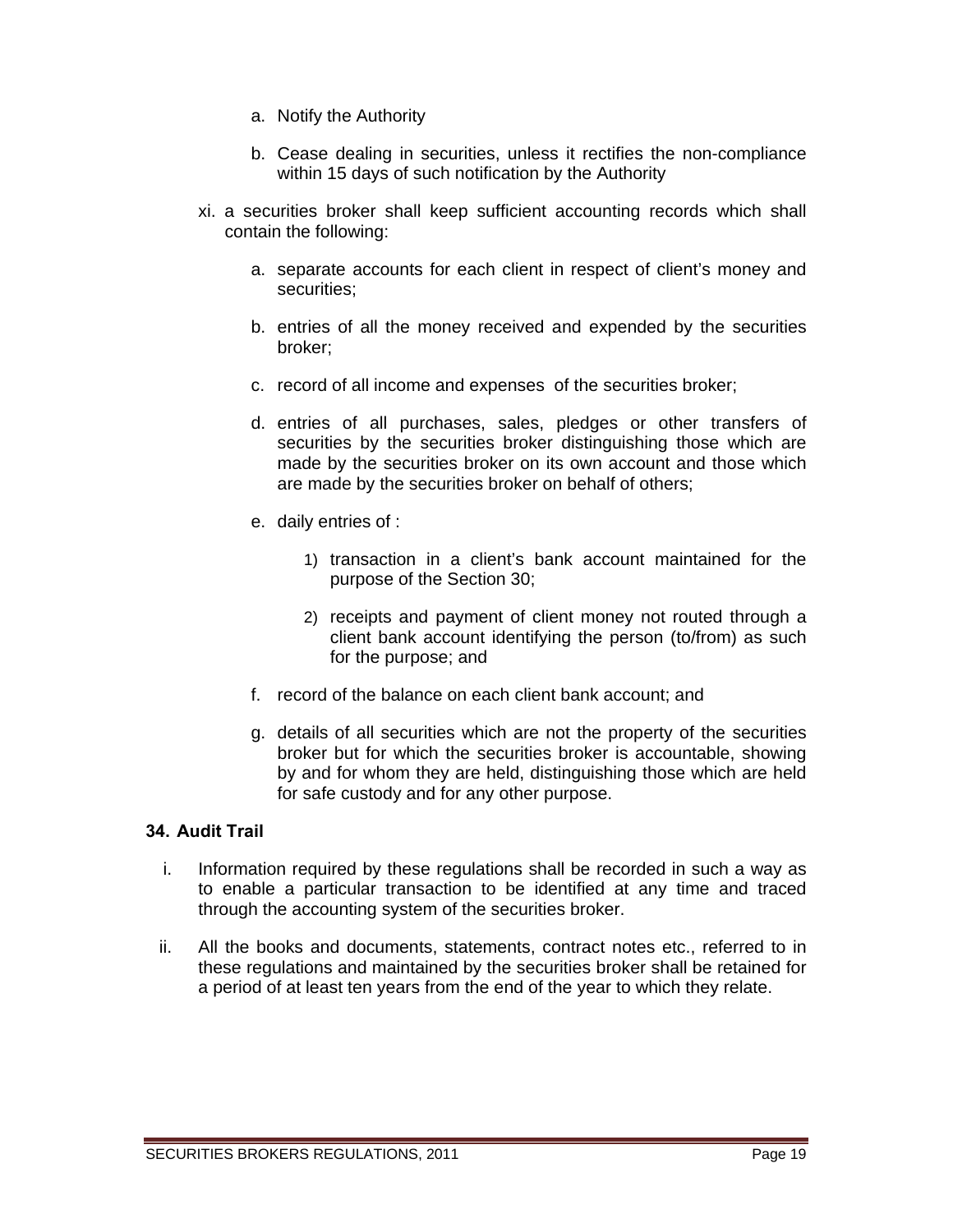a. Notify the Authority

   b. Cease dealing in securities, unless it rectifies the non-compliance within 15 days of such notification by the Authority

xi. a securities broker shall keep sufficient accounting records which shall contain the following:

   a. separate accounts for each client in respect of client's money and securities;

   b. entries of all the money received and expended by the securities broker;

   c. record of all income and expenses of the securities broker;

   d. entries of all purchases, sales, pledges or other transfers of securities by the securities broker distinguishing those which are made by the securities broker on its own account and those which are made by the securities broker on behalf of others;

   e. daily entries of :

      1) transaction in a client's bank account maintained for the purpose of the Section 30;

      2) receipts and payment of client money not routed through a client bank account identifying the person (to/from) as such for the purpose; and

   f. record of the balance on each client bank account; and

   g. details of all securities which are not the property of the securities broker but for which the securities broker is accountable, showing by and for whom they are held, distinguishing those which are held for safe custody and for any other purpose.

**34. Audit Trail**

i. Information required by these regulations shall be recorded in such a way as to enable a particular transaction to be identified at any time and traced through the accounting system of the securities broker.

ii. All the books and documents, statements, contract notes etc., referred to in these regulations and maintained by the securities broker shall be retained for a period of at least ten years from the end of the year to which they relate.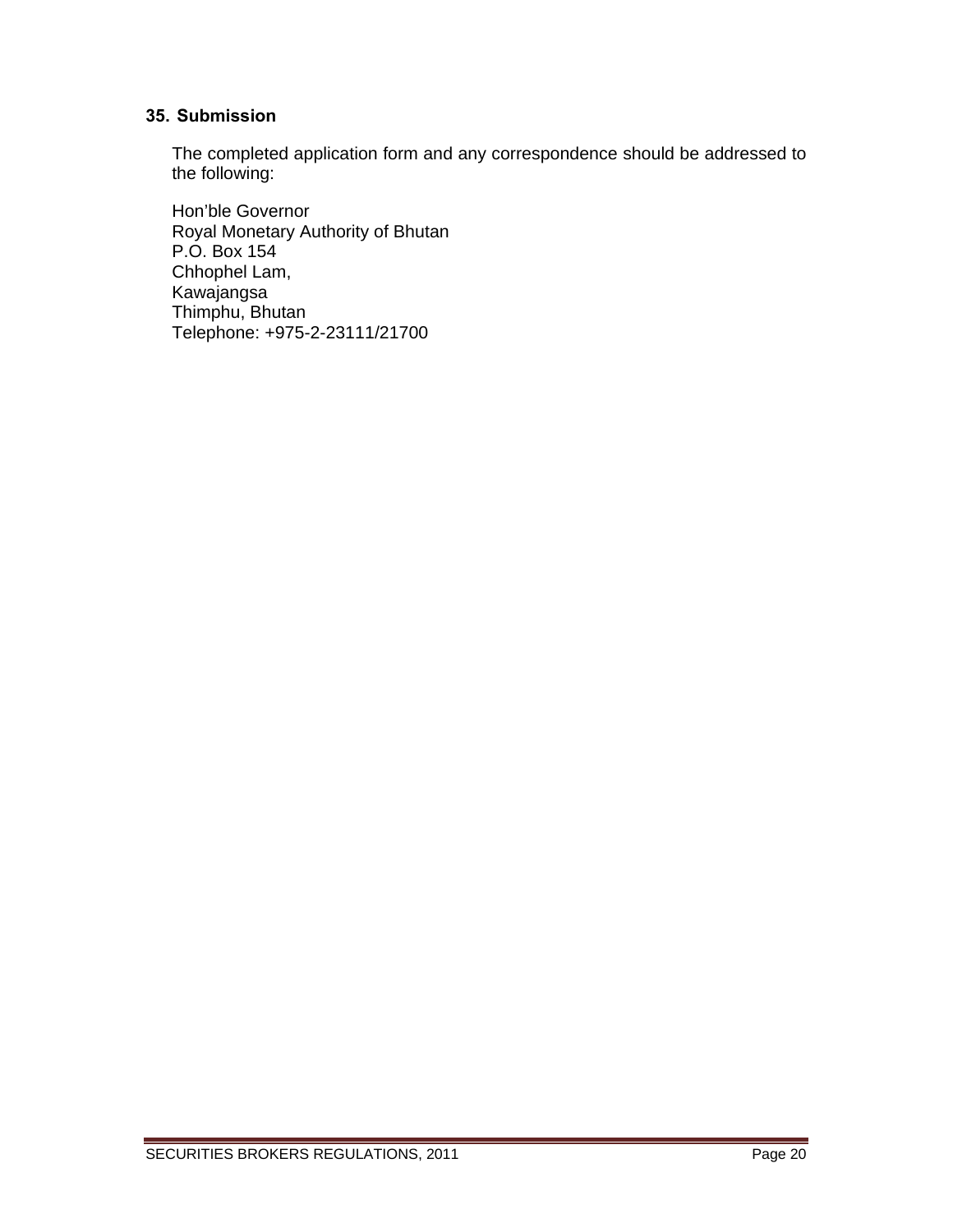### 35. Submission

The completed application form and any correspondence should be addressed to the following:

Hon'ble Governor
Royal Monetary Authority of Bhutan
P.O. Box 154
Chhophel Lam,
Kawajangsa
Thimphu, Bhutan
Telephone: +975-2-23111/21700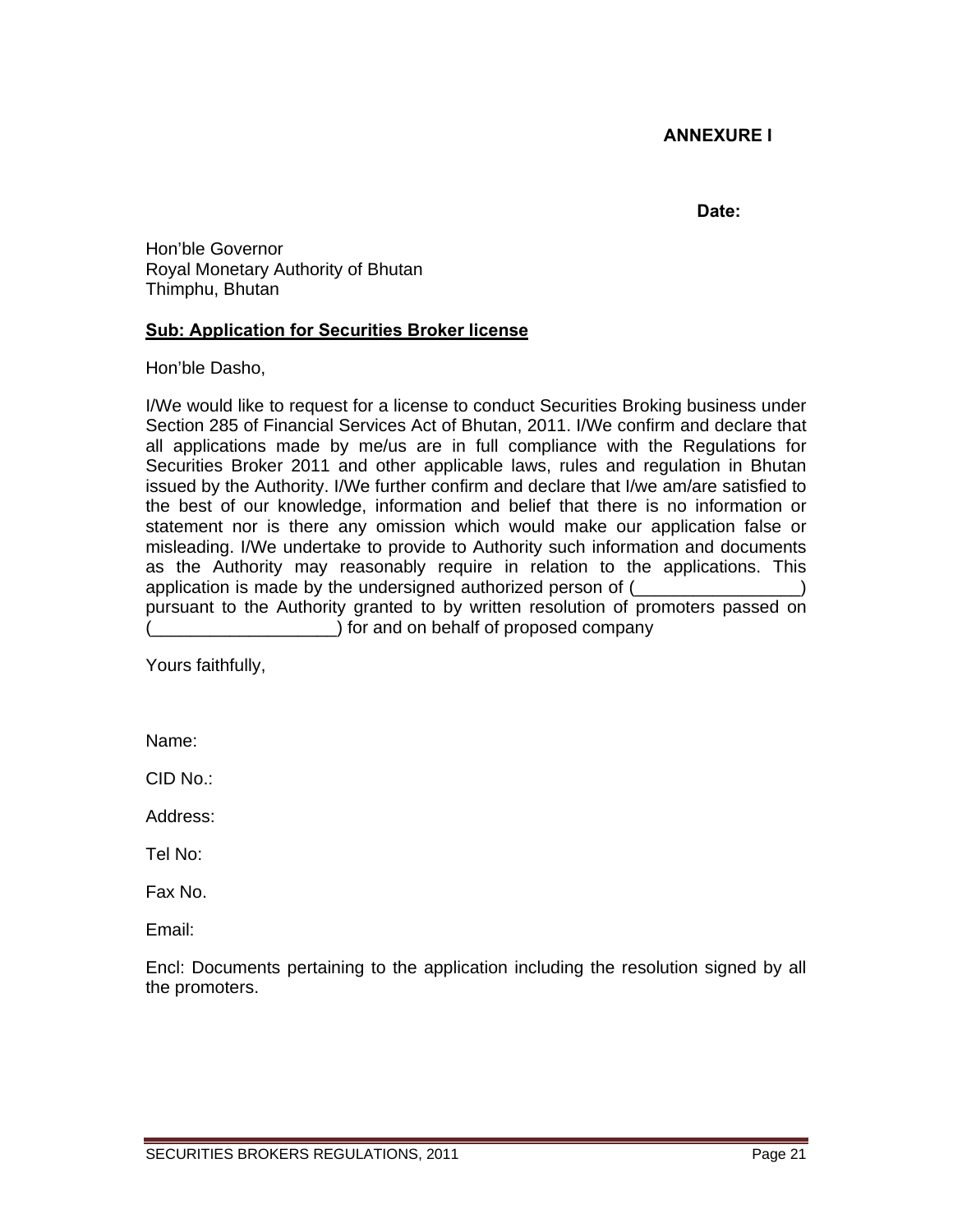**ANNEXURE I**

**Date:**

Hon'ble Governor
Royal Monetary Authority of Bhutan
Thimphu, Bhutan

**Sub: Application for Securities Broker license**

Hon'ble Dasho,

I/We would like to request for a license to conduct Securities Broking business under Section 285 of Financial Services Act of Bhutan, 2011. I/We confirm and declare that all applications made by me/us are in full compliance with the Regulations for Securities Broker 2011 and other applicable laws, rules and regulation in Bhutan issued by the Authority. I/We further confirm and declare that I/we am/are satisfied to the best of our knowledge, information and belief that there is no information or statement nor is there any omission which would make our application false or misleading. I/We undertake to provide to Authority such information and documents as the Authority may reasonably require in relation to the applications. This application is made by the undersigned authorized person of (_________________) pursuant to the Authority granted to by written resolution of promoters passed on (___________________) for and on behalf of proposed company

Yours faithfully,

Name:

CID No.:

Address:

Tel No:

Fax No.

Email:

Encl: Documents pertaining to the application including the resolution signed by all the promoters.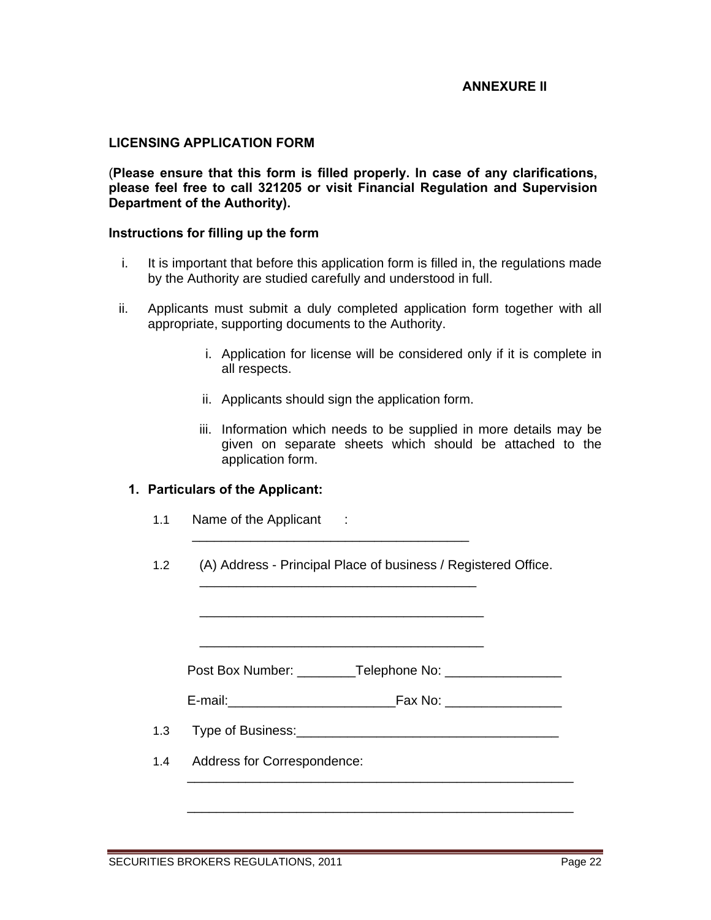**ANNEXURE II**

**LICENSING APPLICATION FORM**

(**Please ensure that this form is filled properly. In case of any clarifications, please feel free to call 321205 or visit Financial Regulation and Supervision Department of the Authority).**

**Instructions for filling up the form**

i. It is important that before this application form is filled in, the regulations made by the Authority are studied carefully and understood in full.

ii. Applicants must submit a duly completed application form together with all appropriate, supporting documents to the Authority.

    i. Application for license will be considered only if it is complete in all respects.

    ii. Applicants should sign the application form.

    iii. Information which needs to be supplied in more details may be given on separate sheets which should be attached to the application form.

**1. Particulars of the Applicant:**

1.1 Name of the Applicant :
______________________________________

1.2 (A) Address - Principal Place of business / Registered Office.
______________________________________

______________________________________

______________________________________

Post Box Number: ________Telephone No: ________________

E-mail:_______________________Fax No: ________________

1.3 Type of Business:___________________________________

1.4 Address for Correspondence:
_____________________________________________________

_____________________________________________________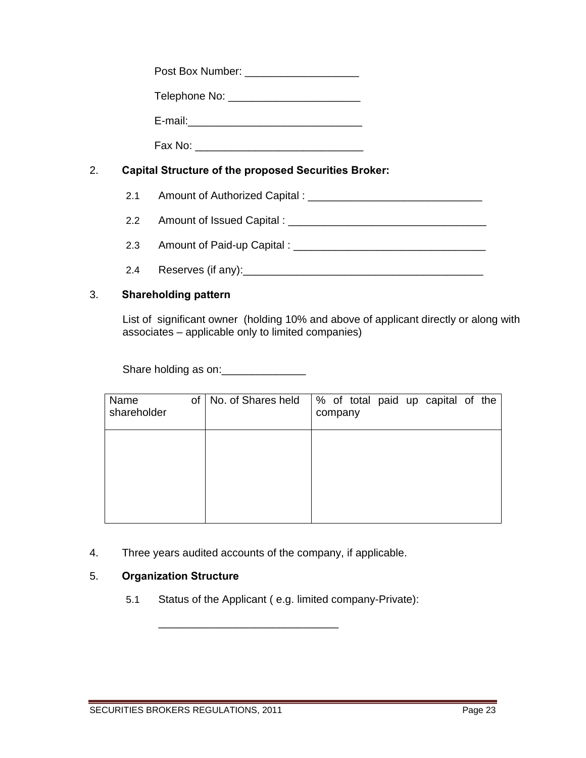Post Box Number: ___________________

Telephone No: ______________________

E-mail:_____________________________

Fax No: ____________________________

2. **Capital Structure of the proposed Securities Broker:**

   2.1 Amount of Authorized Capital : _____________________________

   2.2 Amount of Issued Capital : _________________________________

   2.3 Amount of Paid-up Capital : ________________________________

   2.4 Reserves (if any):________________________________________

3. **Shareholding pattern**

   List of significant owner (holding 10% and above of applicant directly or along with associates – applicable only to limited companies)

   Share holding as on:______________

| Name of shareholder | No. of Shares held | % of total paid up capital of the company |
|---|---|---|
| | | |

4. Three years audited accounts of the company, if applicable.

5. **Organization Structure**

   5.1 Status of the Applicant ( e.g. limited company-Private):

   ______________________________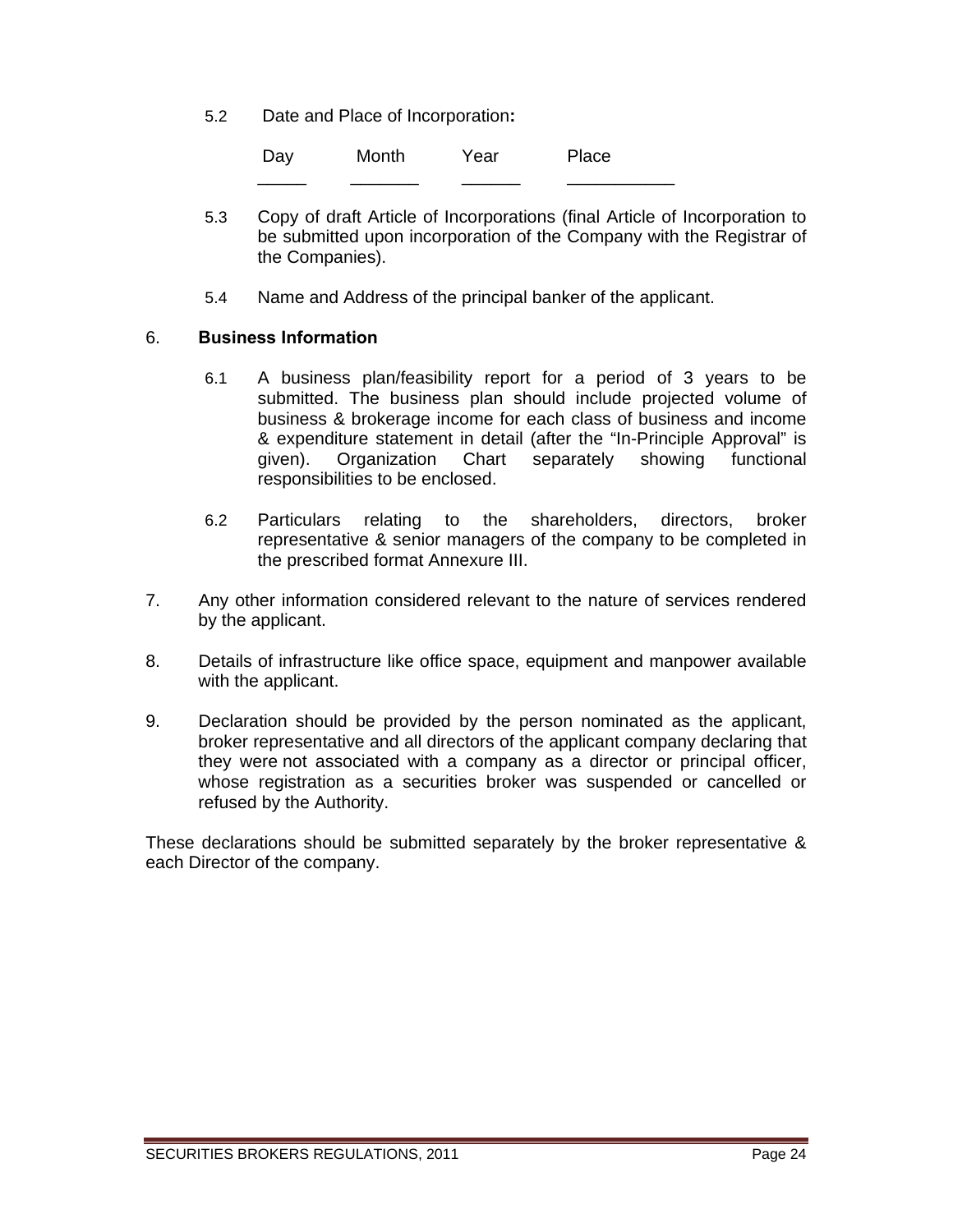5.2 Date and Place of Incorporation**:**

| Day | Month | Year | Place |
|---|---|---|---|
| _____ | _______ | ______ | ___________ |

5.3 Copy of draft Article of Incorporations (final Article of Incorporation to be submitted upon incorporation of the Company with the Registrar of the Companies).

5.4 Name and Address of the principal banker of the applicant.

6. **Business Information**

6.1 A business plan/feasibility report for a period of 3 years to be submitted. The business plan should include projected volume of business & brokerage income for each class of business and income & expenditure statement in detail (after the "In-Principle Approval" is given). Organization Chart separately showing functional responsibilities to be enclosed.

6.2 Particulars relating to the shareholders, directors, broker representative & senior managers of the company to be completed in the prescribed format Annexure III.

7. Any other information considered relevant to the nature of services rendered by the applicant.

8. Details of infrastructure like office space, equipment and manpower available with the applicant.

9. Declaration should be provided by the person nominated as the applicant, broker representative and all directors of the applicant company declaring that they were not associated with a company as a director or principal officer, whose registration as a securities broker was suspended or cancelled or refused by the Authority.

These declarations should be submitted separately by the broker representative & each Director of the company.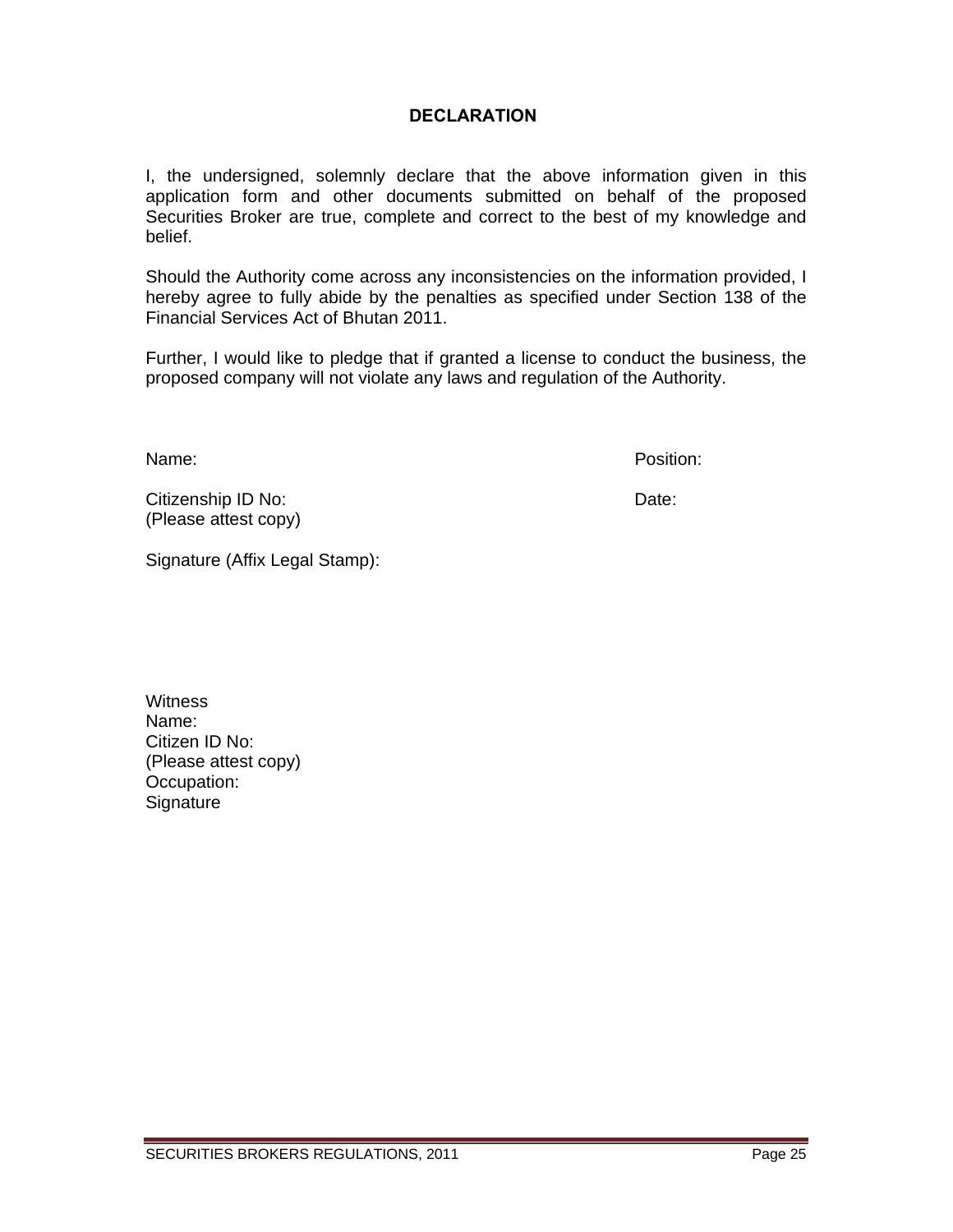## DECLARATION

I, the undersigned, solemnly declare that the above information given in this application form and other documents submitted on behalf of the proposed Securities Broker are true, complete and correct to the best of my knowledge and belief.

Should the Authority come across any inconsistencies on the information provided, I hereby agree to fully abide by the penalties as specified under Section 138 of the Financial Services Act of Bhutan 2011.

Further, I would like to pledge that if granted a license to conduct the business, the proposed company will not violate any laws and regulation of the Authority.

Name: Position:

Citizenship ID No: Date:
(Please attest copy)

Signature (Affix Legal Stamp):

Witness
Name:
Citizen ID No:
(Please attest copy)
Occupation:
Signature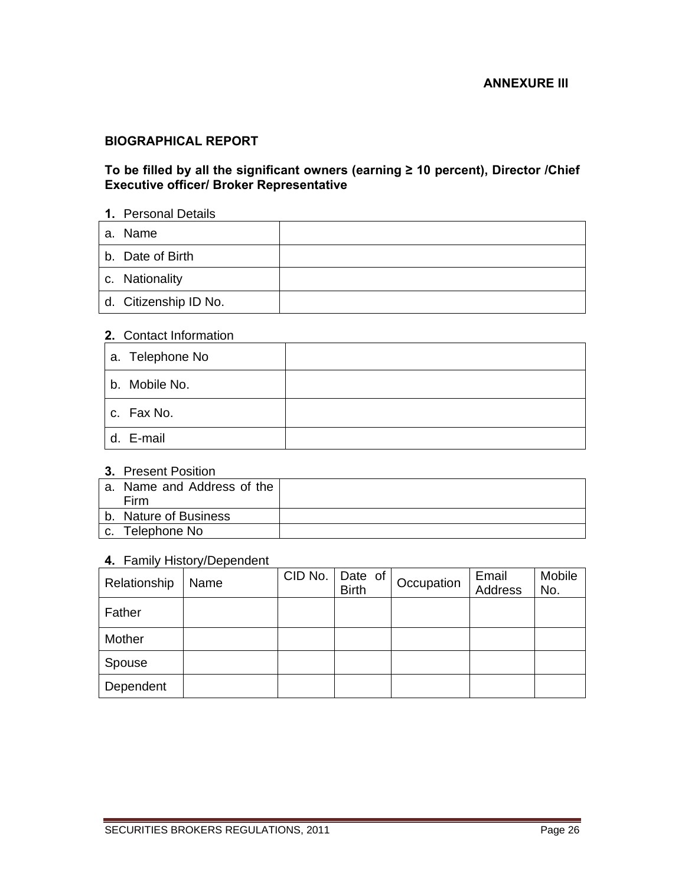**ANNEXURE III**

## BIOGRAPHICAL REPORT

**To be filled by all the significant owners (earning ≥ 10 percent), Director /Chief Executive officer/ Broker Representative**

**1.** Personal Details

| a. Name | |
|---|---|
| b. Date of Birth | |
| c. Nationality | |
| d. Citizenship ID No. | |

**2.** Contact Information

| a. Telephone No | |
|---|---|
| b. Mobile No. | |
| c. Fax No. | |
| d. E-mail | |

**3.** Present Position

| a. Name and Address of the Firm | |
|---|---|
| b. Nature of Business | |
| c. Telephone No | |

**4.** Family History/Dependent

| Relationship | Name | CID No. | Date of Birth | Occupation | Email Address | Mobile No. |
|---|---|---|---|---|---|---|
| Father | | | | | | |
| Mother | | | | | | |
| Spouse | | | | | | |
| Dependent | | | | | | |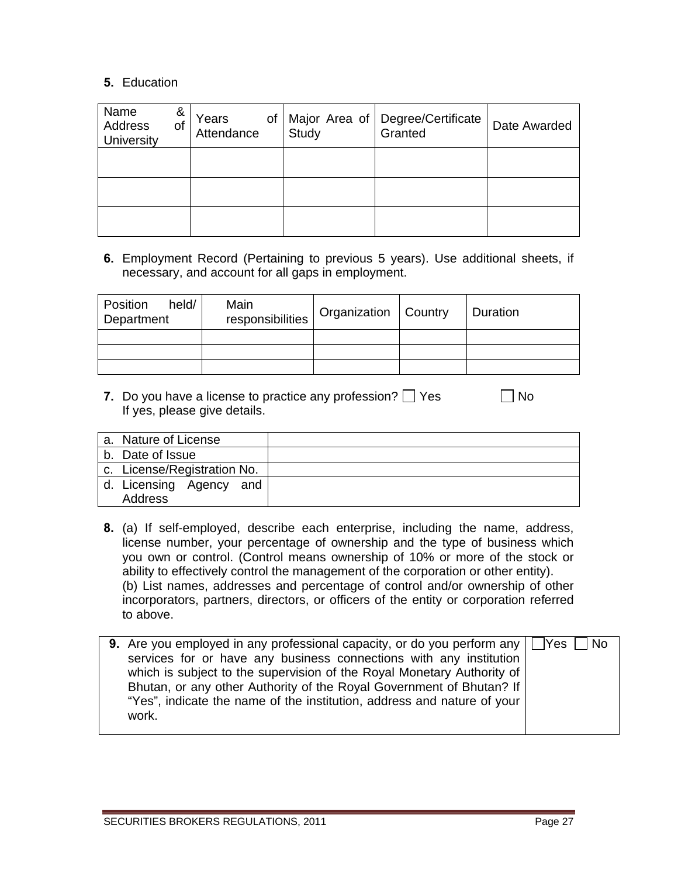**5.** Education

| Name & Address of University | Years of Attendance | Major Area of Study | Degree/Certificate Granted | Date Awarded |
|---|---|---|---|---|
| | | | | |
| | | | | |
| | | | | |

**6.** Employment Record (Pertaining to previous 5 years). Use additional sheets, if necessary, and account for all gaps in employment.

| Position held/ Department | Main responsibilities | Organization | Country | Duration |
|---|---|---|---|---|
| | | | | |
| | | | | |
| | | | | |

**7.** Do you have a license to practice any profession? ☐ Yes ☐ No
If yes, please give details.

| | |
|---|---|
| a. Nature of License | |
| b. Date of Issue | |
| c. License/Registration No. | |
| d. Licensing Agency and Address | |

**8.** (a) If self-employed, describe each enterprise, including the name, address, license number, your percentage of ownership and the type of business which you own or control. (Control means ownership of 10% or more of the stock or ability to effectively control the management of the corporation or other entity).
(b) List names, addresses and percentage of control and/or ownership of other incorporators, partners, directors, or officers of the entity or corporation referred to above.

| | |
|---|---|
| **9.** Are you employed in any professional capacity, or do you perform any services for or have any business connections with any institution which is subject to the supervision of the Royal Monetary Authority of Bhutan, or any other Authority of the Royal Government of Bhutan? If "Yes", indicate the name of the institution, address and nature of your work. | ☐Yes ☐ No |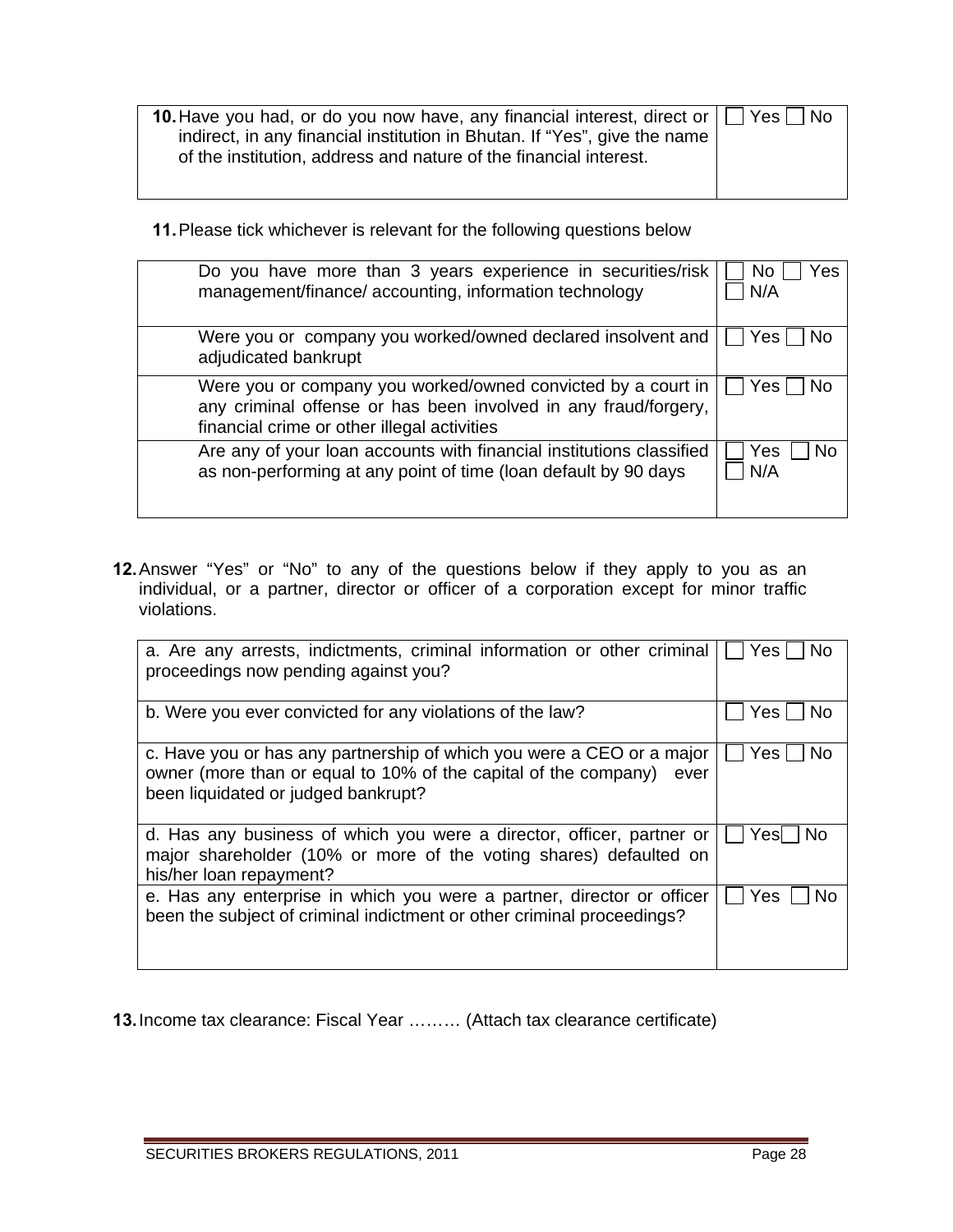| **10.** Have you had, or do you now have, any financial interest, direct or indirect, in any financial institution in Bhutan. If "Yes", give the name of the institution, address and nature of the financial interest. | ☐ Yes ☐ No |
|---|---|

**11.** Please tick whichever is relevant for the following questions below

| | |
|---|---|
| Do you have more than 3 years experience in securities/risk management/finance/ accounting, information technology | ☐ No ☐ Yes ☐ N/A |
| Were you or company you worked/owned declared insolvent and adjudicated bankrupt | ☐ Yes ☐ No |
| Were you or company you worked/owned convicted by a court in any criminal offense or has been involved in any fraud/forgery, financial crime or other illegal activities | ☐ Yes ☐ No |
| Are any of your loan accounts with financial institutions classified as non-performing at any point of time (loan default by 90 days | ☐ Yes ☐ No ☐ N/A |

**12.** Answer "Yes" or "No" to any of the questions below if they apply to you as an individual, or a partner, director or officer of a corporation except for minor traffic violations.

| | |
|---|---|
| a. Are any arrests, indictments, criminal information or other criminal proceedings now pending against you? | ☐ Yes ☐ No |
| b. Were you ever convicted for any violations of the law? | ☐ Yes ☐ No |
| c. Have you or has any partnership of which you were a CEO or a major owner (more than or equal to 10% of the capital of the company) ever been liquidated or judged bankrupt? | ☐ Yes ☐ No |
| d. Has any business of which you were a director, officer, partner or major shareholder (10% or more of the voting shares) defaulted on his/her loan repayment? | ☐ Yes ☐ No |
| e. Has any enterprise in which you were a partner, director or officer been the subject of criminal indictment or other criminal proceedings? | ☐ Yes ☐ No |

**13.** Income tax clearance: Fiscal Year ……… (Attach tax clearance certificate)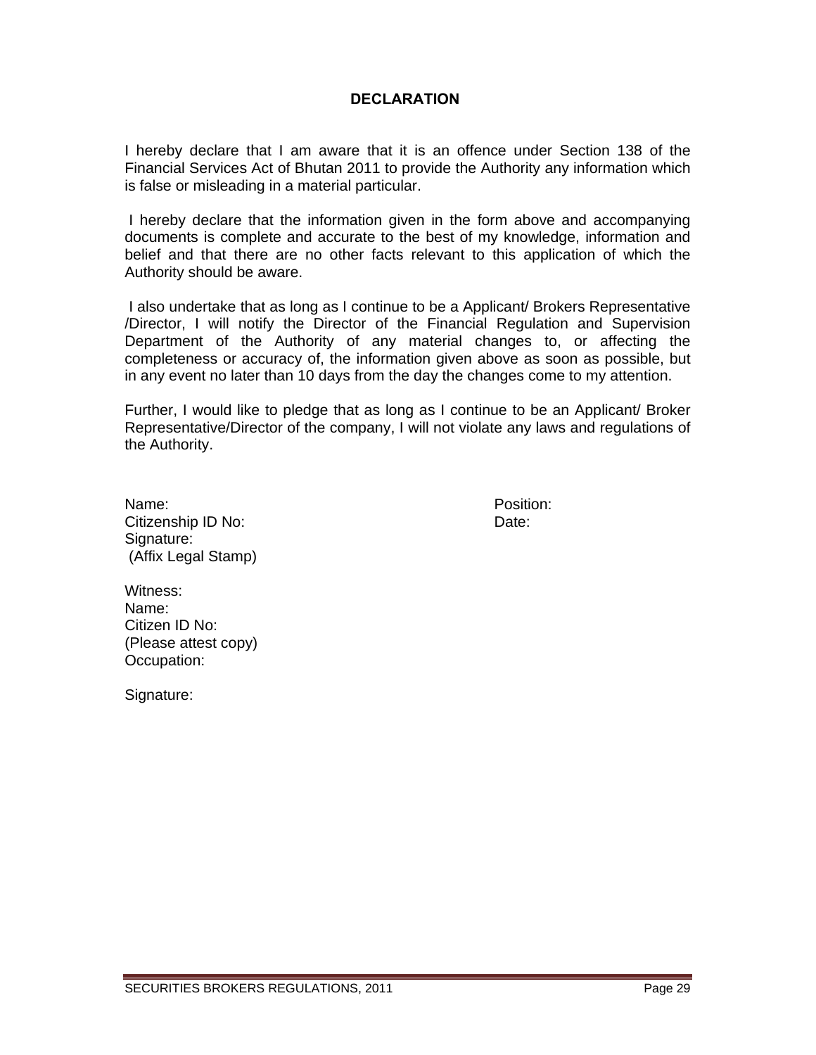## DECLARATION

I hereby declare that I am aware that it is an offence under Section 138 of the Financial Services Act of Bhutan 2011 to provide the Authority any information which is false or misleading in a material particular.

I hereby declare that the information given in the form above and accompanying documents is complete and accurate to the best of my knowledge, information and belief and that there are no other facts relevant to this application of which the Authority should be aware.

I also undertake that as long as I continue to be a Applicant/ Brokers Representative /Director, I will notify the Director of the Financial Regulation and Supervision Department of the Authority of any material changes to, or affecting the completeness or accuracy of, the information given above as soon as possible, but in any event no later than 10 days from the day the changes come to my attention.

Further, I would like to pledge that as long as I continue to be an Applicant/ Broker Representative/Director of the company, I will not violate any laws and regulations of the Authority.

Name: Position:
Citizenship ID No: Date:
Signature:
(Affix Legal Stamp)

Witness:
Name:
Citizen ID No:
(Please attest copy)
Occupation:

Signature: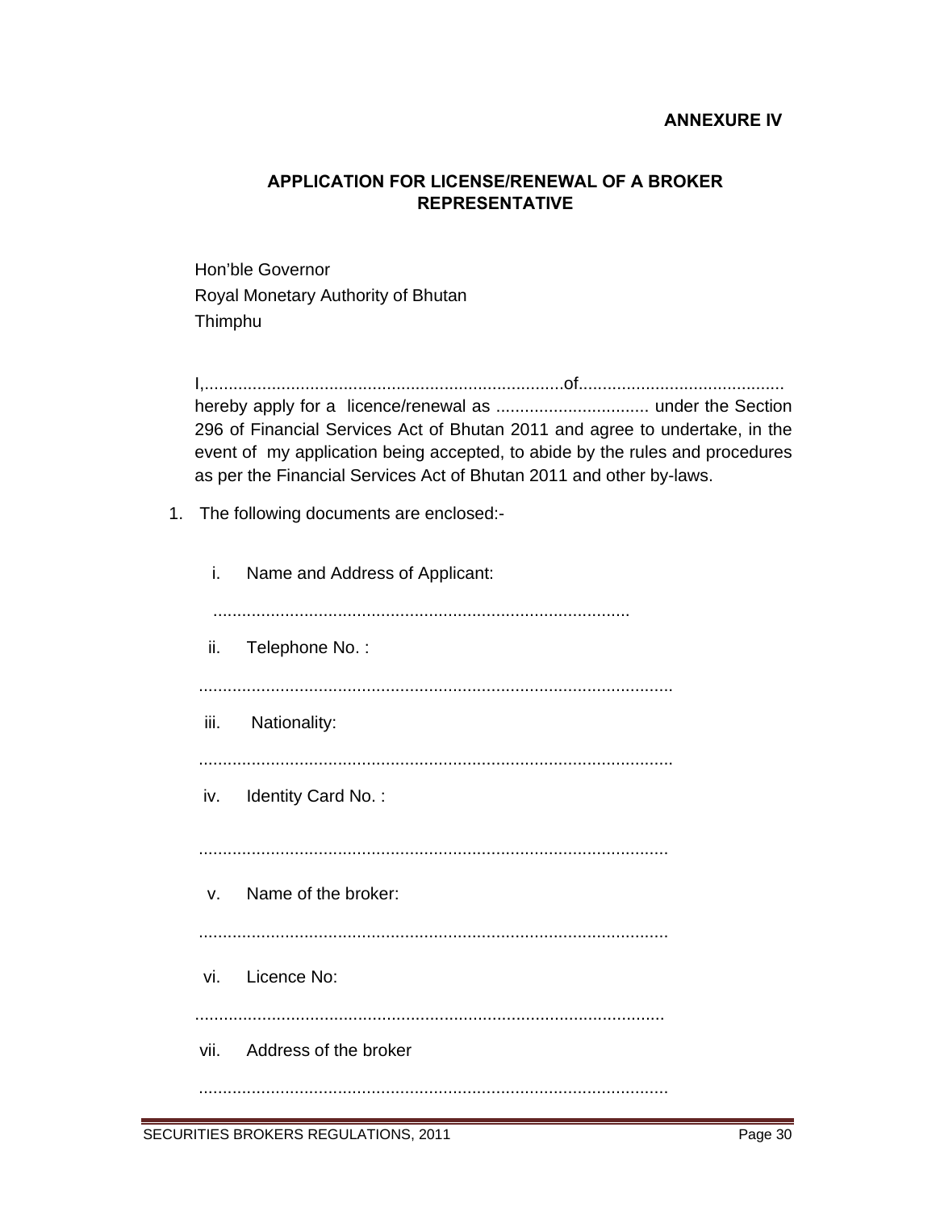**ANNEXURE IV**

## APPLICATION FOR LICENSE/RENEWAL OF A BROKER REPRESENTATIVE

Hon'ble Governor
Royal Monetary Authority of Bhutan
Thimphu

I,..........................................................................of.......................................... hereby apply for a licence/renewal as ................................ under the Section 296 of Financial Services Act of Bhutan 2011 and agree to undertake, in the event of my application being accepted, to abide by the rules and procedures as per the Financial Services Act of Bhutan 2011 and other by-laws.

1. The following documents are enclosed:-

   i. Name and Address of Applicant:

   .....................................................................................

   ii. Telephone No. :

   .................................................................................................

   iii. Nationality:

   .................................................................................................

   iv. Identity Card No. :

   ................................................................................................

   v. Name of the broker:

   ................................................................................................

   vi. Licence No:

   ................................................................................................

   vii. Address of the broker

   ................................................................................................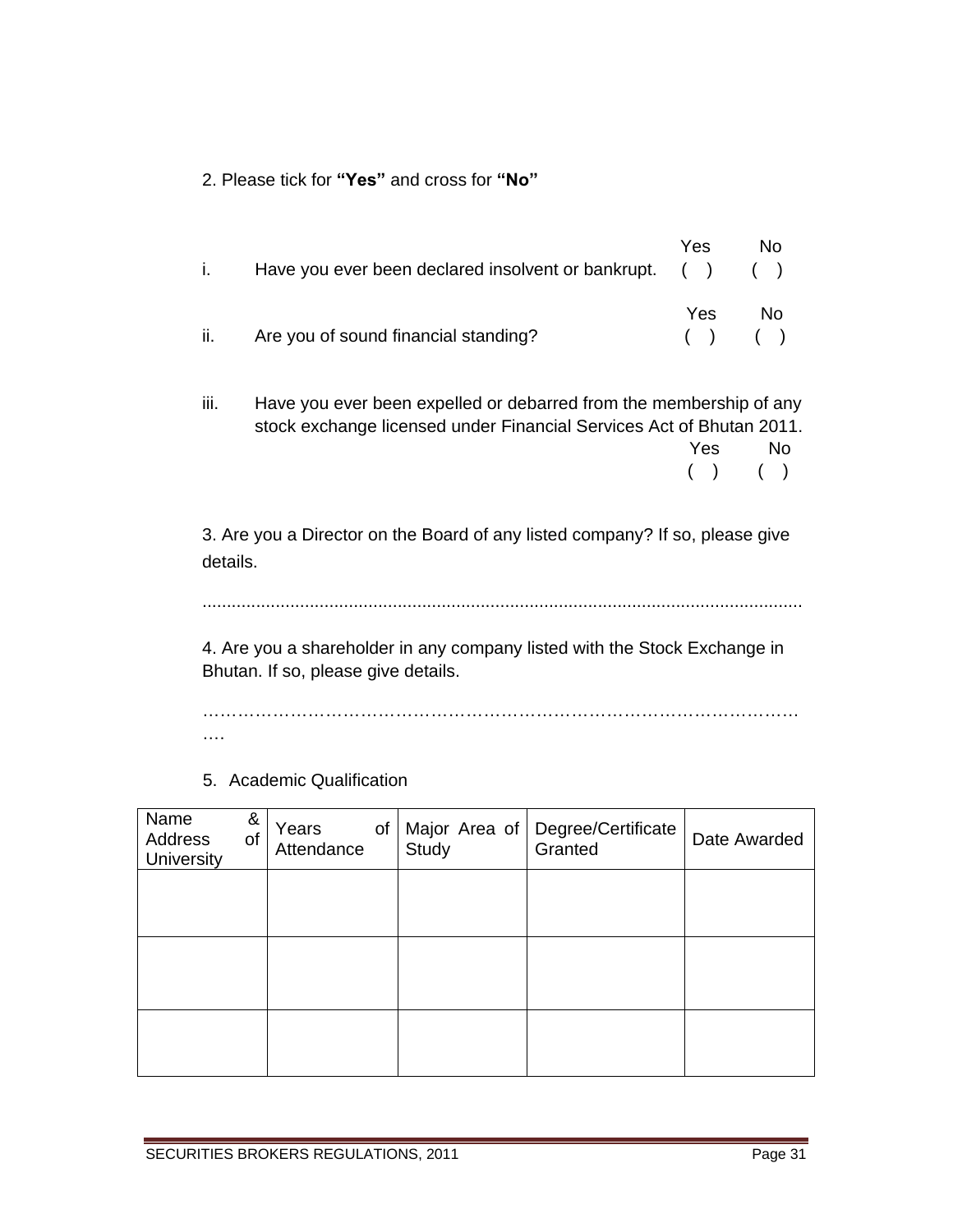2. Please tick for **"Yes"** and cross for **"No"**

i. Have you ever been declared insolvent or bankrupt. Yes ( ) No ( )

ii. Are you of sound financial standing? Yes ( ) No ( )

iii. Have you ever been expelled or debarred from the membership of any stock exchange licensed under Financial Services Act of Bhutan 2011. Yes ( ) No ( )

3. Are you a Director on the Board of any listed company? If so, please give details.

.........................................................................................................................

4. Are you a shareholder in any company listed with the Stock Exchange in Bhutan. If so, please give details.

……………………………………………………………………………………….

5. Academic Qualification

| Name & Address of University | Years of Attendance | Major Area of Study | Degree/Certificate Granted | Date Awarded |
|---|---|---|---|---|
| | | | | |
| | | | | |
| | | | | |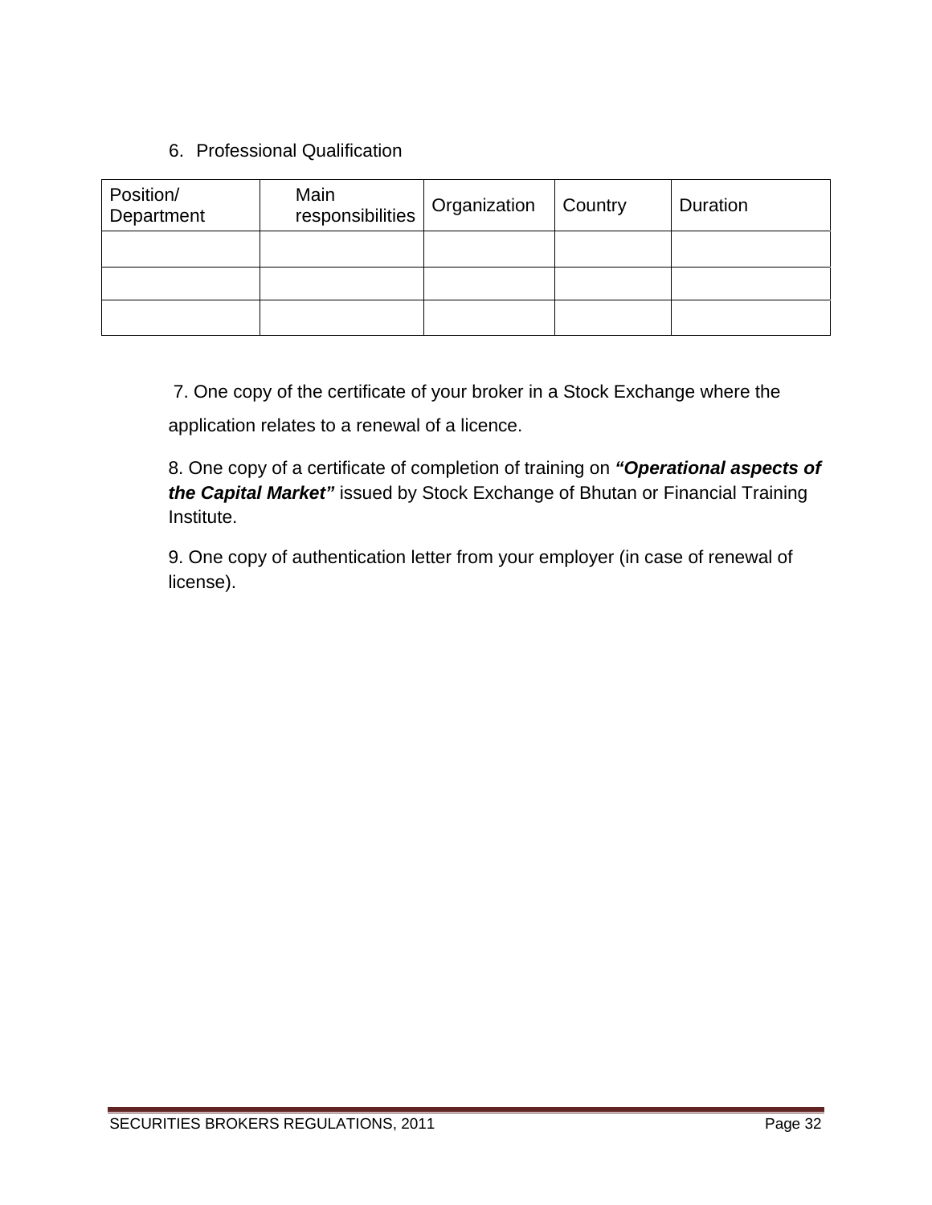6. Professional Qualification

| Position/ Department | Main responsibilities | Organization | Country | Duration |
|---|---|---|---|---|
| | | | | |
| | | | | |
| | | | | |

7. One copy of the certificate of your broker in a Stock Exchange where the application relates to a renewal of a licence.

8. One copy of a certificate of completion of training on ***"Operational aspects of the Capital Market"*** issued by Stock Exchange of Bhutan or Financial Training Institute.

9. One copy of authentication letter from your employer (in case of renewal of license).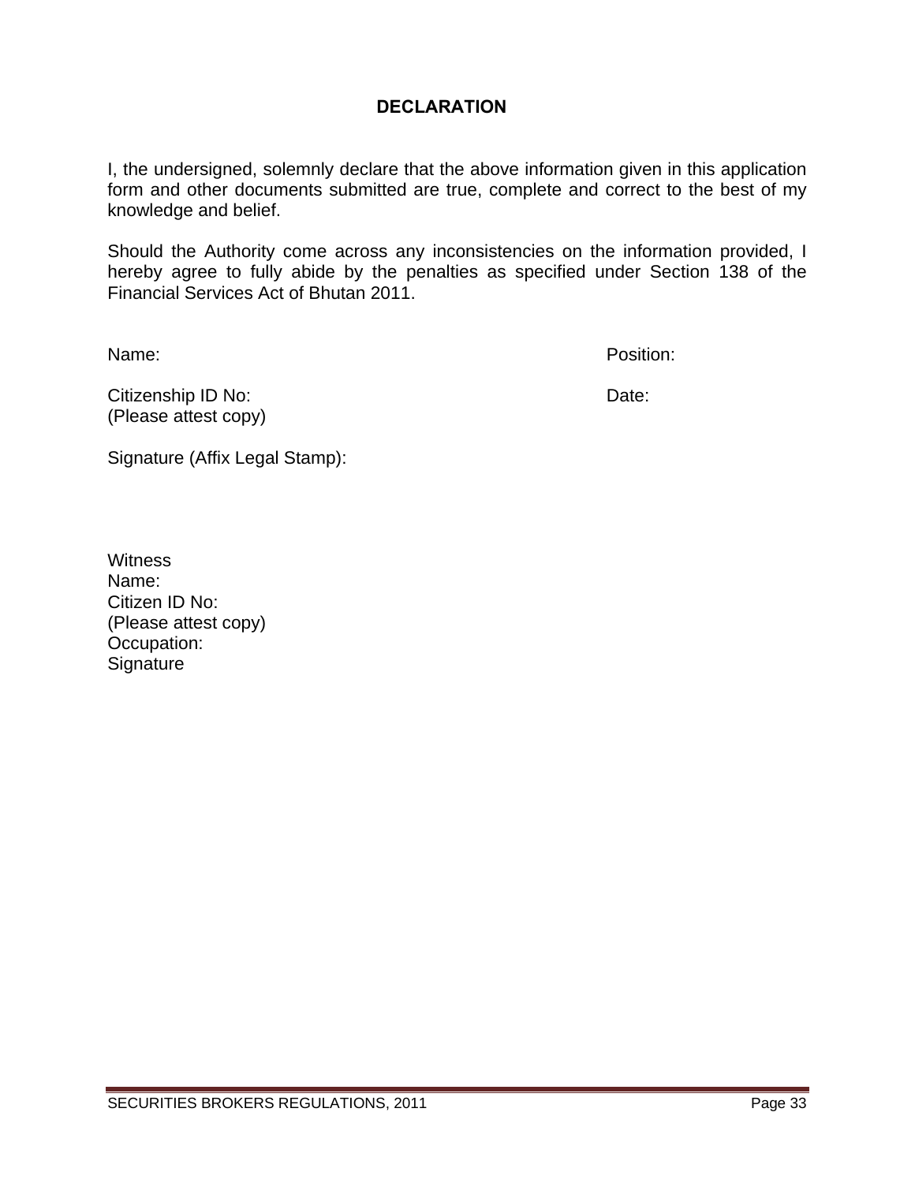## DECLARATION

I, the undersigned, solemnly declare that the above information given in this application form and other documents submitted are true, complete and correct to the best of my knowledge and belief.

Should the Authority come across any inconsistencies on the information provided, I hereby agree to fully abide by the penalties as specified under Section 138 of the Financial Services Act of Bhutan 2011.

Name: Position:

Citizenship ID No: Date:
(Please attest copy)

Signature (Affix Legal Stamp):

Witness
Name:
Citizen ID No:
(Please attest copy)
Occupation:
Signature